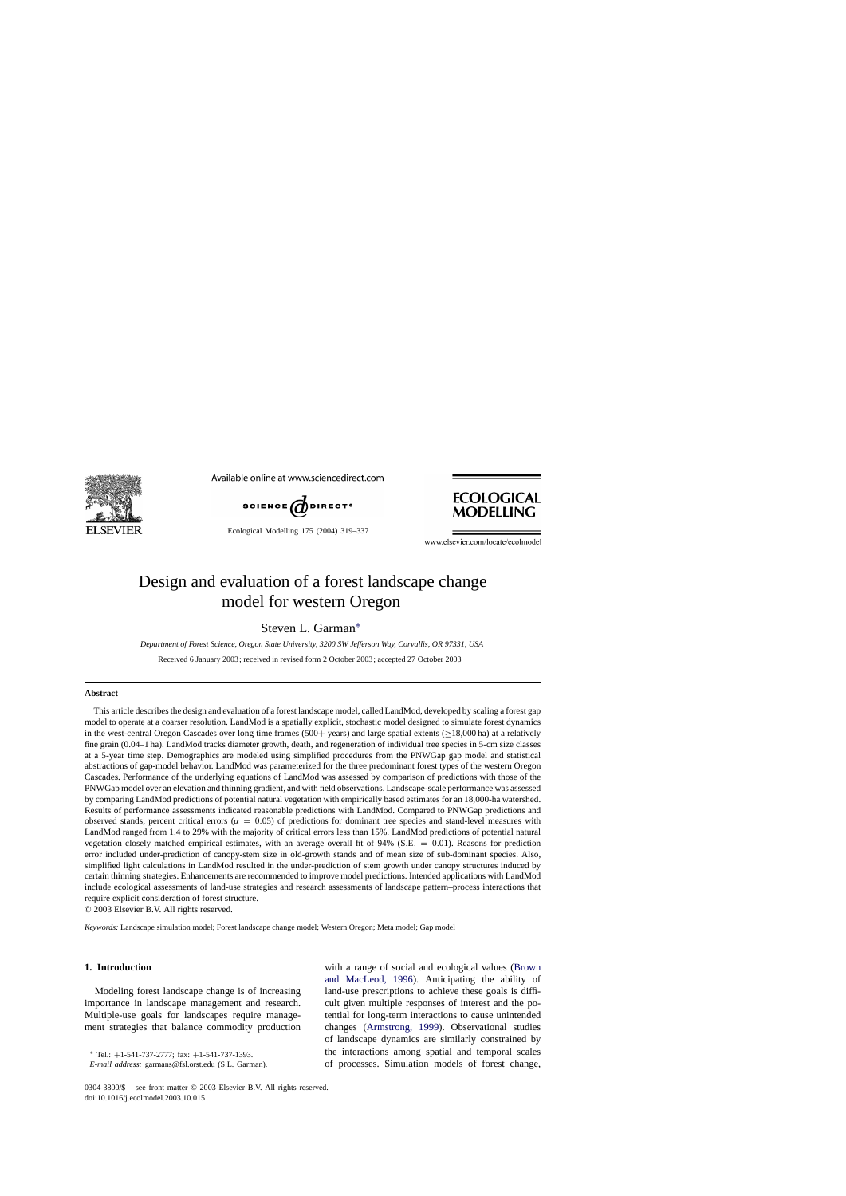# Design and evaluation of a forest landscape change model for western Oregon

Steven L. Garman*

*Department of Forest Science, Oregon State University, 3200 SW Jefferson Way, Corvallis, OR 97331, USA*

Received 6 January 2003; received in revised form 2 October 2003; accepted 27 October 2003

## Abstract

This article describes the design and evaluation of a forest landscape model, called LandMod, developed by scaling a forest gap model to operate at a coarser resolution. LandMod is a spatially explicit, stochastic model designed to simulate forest dynamics in the west-central Oregon Cascades over long time frames (500+ years) and large spatial extents (≥18,000 ha) at a relatively fine grain (0.04–1 ha). LandMod tracks diameter growth, death, and regeneration of individual tree species in 5-cm size classes at a 5-year time step. Demographics are modeled using simplified procedures from the PNWGap gap model and statistical abstractions of gap-model behavior. LandMod was parameterized for the three predominant forest types of the western Oregon Cascades. Performance of the underlying equations of LandMod was assessed by comparison of predictions with those of the PNWGap model over an elevation and thinning gradient, and with field observations. Landscape-scale performance was assessed by comparing LandMod predictions of potential natural vegetation with empirically based estimates for an 18,000-ha watershed. Results of performance assessments indicated reasonable predictions with LandMod. Compared to PNWGap predictions and observed stands, percent critical errors ($\alpha = 0.05$) of predictions for dominant tree species and stand-level measures with LandMod ranged from 1.4 to 29% with the majority of critical errors less than 15%. LandMod predictions of potential natural vegetation closely matched empirical estimates, with an average overall fit of 94% (S.E. = 0.01). Reasons for prediction error included under-prediction of canopy-stem size in old-growth stands and of mean size of sub-dominant species. Also, simplified light calculations in LandMod resulted in the under-prediction of stem growth under canopy structures induced by certain thinning strategies. Enhancements are recommended to improve model predictions. Intended applications with LandMod include ecological assessments of land-use strategies and research assessments of landscape pattern–process interactions that require explicit consideration of forest structure.

© 2003 Elsevier B.V. All rights reserved.

*Keywords:* Landscape simulation model; Forest landscape change model; Western Oregon; Meta model; Gap model

## 1. Introduction

Modeling forest landscape change is of increasing importance in landscape management and research. Multiple-use goals for landscapes require management strategies that balance commodity production with a range of social and ecological values (Brown and MacLeod, 1996). Anticipating the ability of land-use prescriptions to achieve these goals is difficult given multiple responses of interest and the potential for long-term interactions to cause unintended changes (Armstrong, 1999). Observational studies of landscape dynamics are similarly constrained by the interactions among spatial and temporal scales of processes. Simulation models of forest change,

* Tel.: +1-541-737-2777; fax: +1-541-737-1393.
*E-mail address:* garmans@fsl.orst.edu (S.L. Garman).

0304-3800/$ – see front matter © 2003 Elsevier B.V. All rights reserved.
doi:10.1016/j.ecolmodel.2003.10.015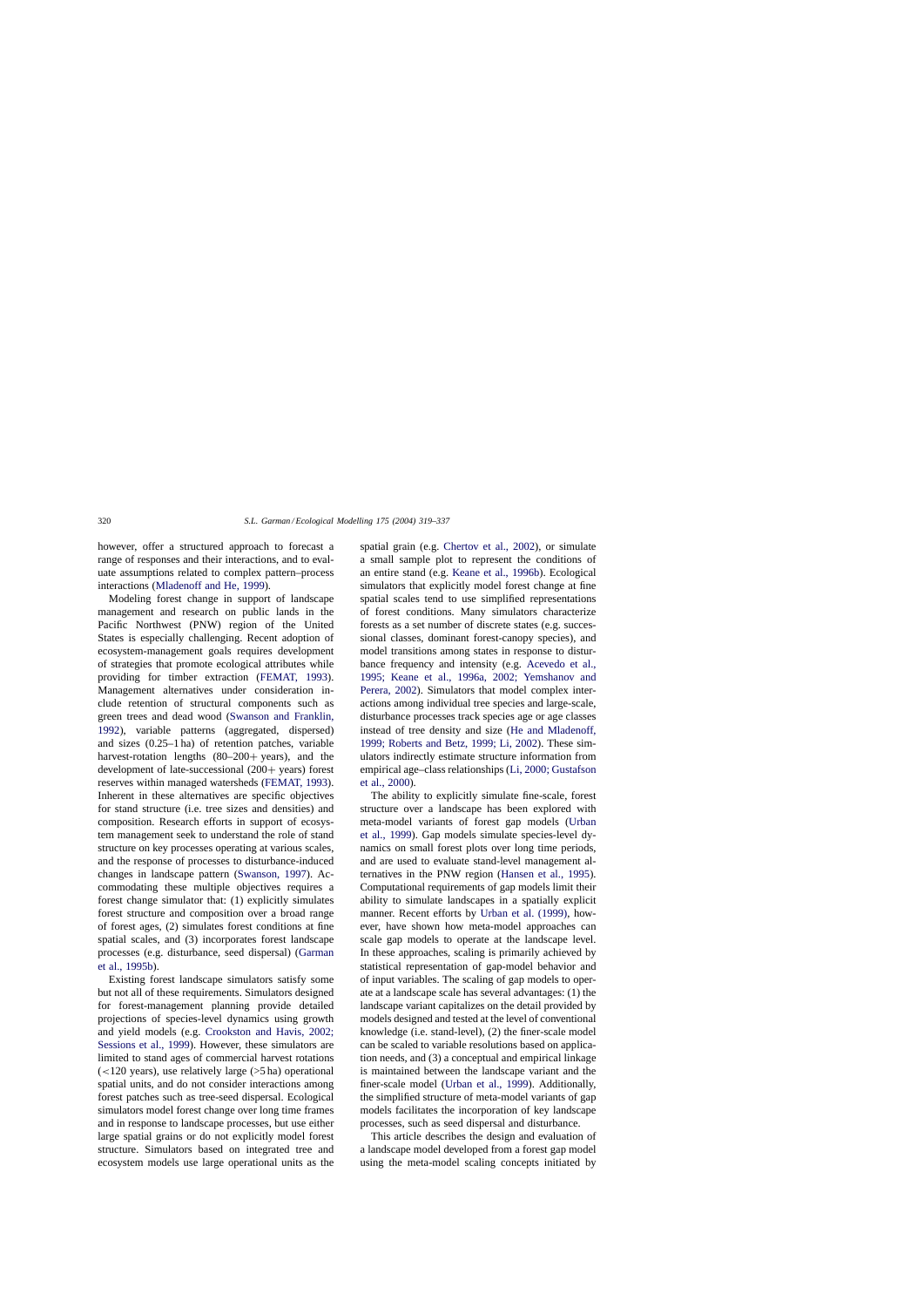however, offer a structured approach to forecast a range of responses and their interactions, and to evaluate assumptions related to complex pattern–process interactions (Mladenoff and He, 1999).

Modeling forest change in support of landscape management and research on public lands in the Pacific Northwest (PNW) region of the United States is especially challenging. Recent adoption of ecosystem-management goals requires development of strategies that promote ecological attributes while providing for timber extraction (FEMAT, 1993). Management alternatives under consideration include retention of structural components such as green trees and dead wood (Swanson and Franklin, 1992), variable patterns (aggregated, dispersed) and sizes (0.25–1 ha) of retention patches, variable harvest-rotation lengths (80–200+ years), and the development of late-successional (200+ years) forest reserves within managed watersheds (FEMAT, 1993). Inherent in these alternatives are specific objectives for stand structure (i.e. tree sizes and densities) and composition. Research efforts in support of ecosystem management seek to understand the role of stand structure on key processes operating at various scales, and the response of processes to disturbance-induced changes in landscape pattern (Swanson, 1997). Accommodating these multiple objectives requires a forest change simulator that: (1) explicitly simulates forest structure and composition over a broad range of forest ages, (2) simulates forest conditions at fine spatial scales, and (3) incorporates forest landscape processes (e.g. disturbance, seed dispersal) (Garman et al., 1995b).

Existing forest landscape simulators satisfy some but not all of these requirements. Simulators designed for forest-management planning provide detailed projections of species-level dynamics using growth and yield models (e.g. Crookston and Havis, 2002; Sessions et al., 1999). However, these simulators are limited to stand ages of commercial harvest rotations (<120 years), use relatively large (>5 ha) operational spatial units, and do not consider interactions among forest patches such as tree-seed dispersal. Ecological simulators model forest change over long time frames and in response to landscape processes, but use either large spatial grains or do not explicitly model forest structure. Simulators based on integrated tree and ecosystem models use large operational units as the spatial grain (e.g. Chertov et al., 2002), or simulate a small sample plot to represent the conditions of an entire stand (e.g. Keane et al., 1996b). Ecological simulators that explicitly model forest change at fine spatial scales tend to use simplified representations of forest conditions. Many simulators characterize forests as a set number of discrete states (e.g. successional classes, dominant forest-canopy species), and model transitions among states in response to disturbance frequency and intensity (e.g. Acevedo et al., 1995; Keane et al., 1996a, 2002; Yemshanov and Perera, 2002). Simulators that model complex interactions among individual tree species and large-scale, disturbance processes track species age or age classes instead of tree density and size (He and Mladenoff, 1999; Roberts and Betz, 1999; Li, 2002). These simulators indirectly estimate structure information from empirical age–class relationships (Li, 2000; Gustafson et al., 2000).

The ability to explicitly simulate fine-scale, forest structure over a landscape has been explored with meta-model variants of forest gap models (Urban et al., 1999). Gap models simulate species-level dynamics on small forest plots over long time periods, and are used to evaluate stand-level management alternatives in the PNW region (Hansen et al., 1995). Computational requirements of gap models limit their ability to simulate landscapes in a spatially explicit manner. Recent efforts by Urban et al. (1999), however, have shown how meta-model approaches can scale gap models to operate at the landscape level. In these approaches, scaling is primarily achieved by statistical representation of gap-model behavior and of input variables. The scaling of gap models to operate at a landscape scale has several advantages: (1) the landscape variant capitalizes on the detail provided by models designed and tested at the level of conventional knowledge (i.e. stand-level), (2) the finer-scale model can be scaled to variable resolutions based on application needs, and (3) a conceptual and empirical linkage is maintained between the landscape variant and the finer-scale model (Urban et al., 1999). Additionally, the simplified structure of meta-model variants of gap models facilitates the incorporation of key landscape processes, such as seed dispersal and disturbance.

This article describes the design and evaluation of a landscape model developed from a forest gap model using the meta-model scaling concepts initiated by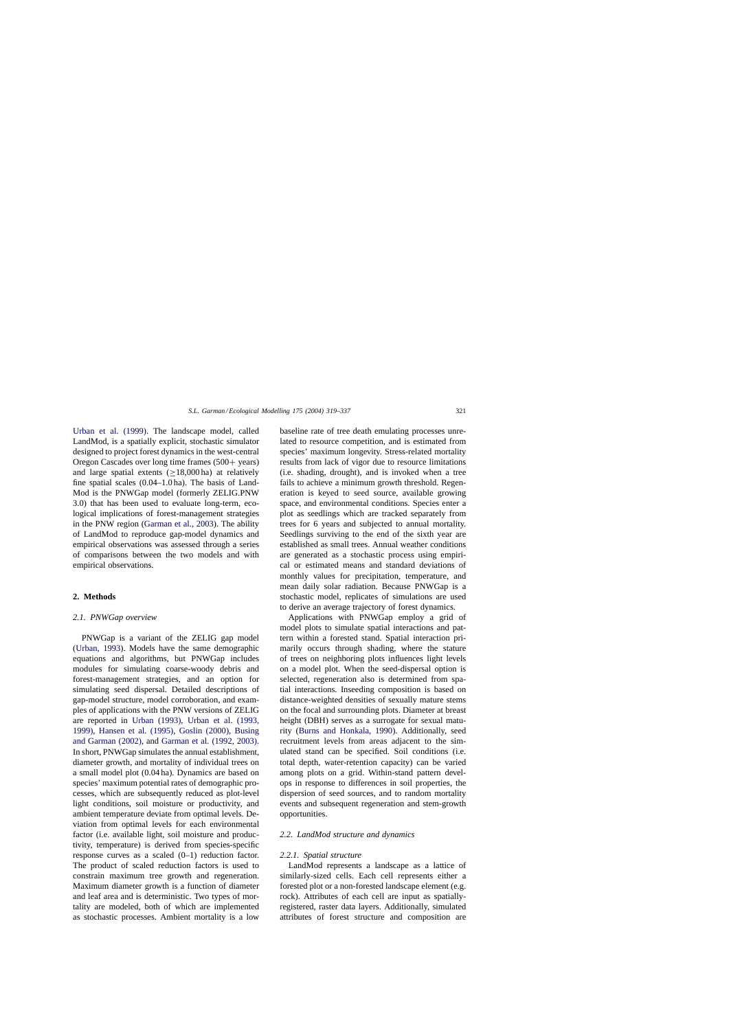Urban et al. (1999). The landscape model, called LandMod, is a spatially explicit, stochastic simulator designed to project forest dynamics in the west-central Oregon Cascades over long time frames (500+ years) and large spatial extents (≥18,000 ha) at relatively fine spatial scales (0.04–1.0 ha). The basis of LandMod is the PNWGap model (formerly ZELIG.PNW 3.0) that has been used to evaluate long-term, ecological implications of forest-management strategies in the PNW region (Garman et al., 2003). The ability of LandMod to reproduce gap-model dynamics and empirical observations was assessed through a series of comparisons between the two models and with empirical observations.

## 2. Methods

### 2.1. PNWGap overview

PNWGap is a variant of the ZELIG gap model (Urban, 1993). Models have the same demographic equations and algorithms, but PNWGap includes modules for simulating coarse-woody debris and forest-management strategies, and an option for simulating seed dispersal. Detailed descriptions of gap-model structure, model corroboration, and examples of applications with the PNW versions of ZELIG are reported in Urban (1993), Urban et al. (1993, 1999), Hansen et al. (1995), Goslin (2000), Busing and Garman (2002), and Garman et al. (1992, 2003). In short, PNWGap simulates the annual establishment, diameter growth, and mortality of individual trees on a small model plot (0.04 ha). Dynamics are based on species' maximum potential rates of demographic processes, which are subsequently reduced as plot-level light conditions, soil moisture or productivity, and ambient temperature deviate from optimal levels. Deviation from optimal levels for each environmental factor (i.e. available light, soil moisture and productivity, temperature) is derived from species-specific response curves as a scaled (0–1) reduction factor. The product of scaled reduction factors is used to constrain maximum tree growth and regeneration. Maximum diameter growth is a function of diameter and leaf area and is deterministic. Two types of mortality are modeled, both of which are implemented as stochastic processes. Ambient mortality is a low baseline rate of tree death emulating processes unrelated to resource competition, and is estimated from species' maximum longevity. Stress-related mortality results from lack of vigor due to resource limitations (i.e. shading, drought), and is invoked when a tree fails to achieve a minimum growth threshold. Regeneration is keyed to seed source, available growing space, and environmental conditions. Species enter a plot as seedlings which are tracked separately from trees for 6 years and subjected to annual mortality. Seedlings surviving to the end of the sixth year are established as small trees. Annual weather conditions are generated as a stochastic process using empirical or estimated means and standard deviations of monthly values for precipitation, temperature, and mean daily solar radiation. Because PNWGap is a stochastic model, replicates of simulations are used to derive an average trajectory of forest dynamics.

Applications with PNWGap employ a grid of model plots to simulate spatial interactions and pattern within a forested stand. Spatial interaction primarily occurs through shading, where the stature of trees on neighboring plots influences light levels on a model plot. When the seed-dispersal option is selected, regeneration also is determined from spatial interactions. Inseeding composition is based on distance-weighted densities of sexually mature stems on the focal and surrounding plots. Diameter at breast height (DBH) serves as a surrogate for sexual maturity (Burns and Honkala, 1990). Additionally, seed recruitment levels from areas adjacent to the simulated stand can be specified. Soil conditions (i.e. total depth, water-retention capacity) can be varied among plots on a grid. Within-stand pattern develops in response to differences in soil properties, the dispersion of seed sources, and to random mortality events and subsequent regeneration and stem-growth opportunities.

### 2.2. LandMod structure and dynamics

#### 2.2.1. Spatial structure

LandMod represents a landscape as a lattice of similarly-sized cells. Each cell represents either a forested plot or a non-forested landscape element (e.g. rock). Attributes of each cell are input as spatially-registered, raster data layers. Additionally, simulated attributes of forest structure and composition are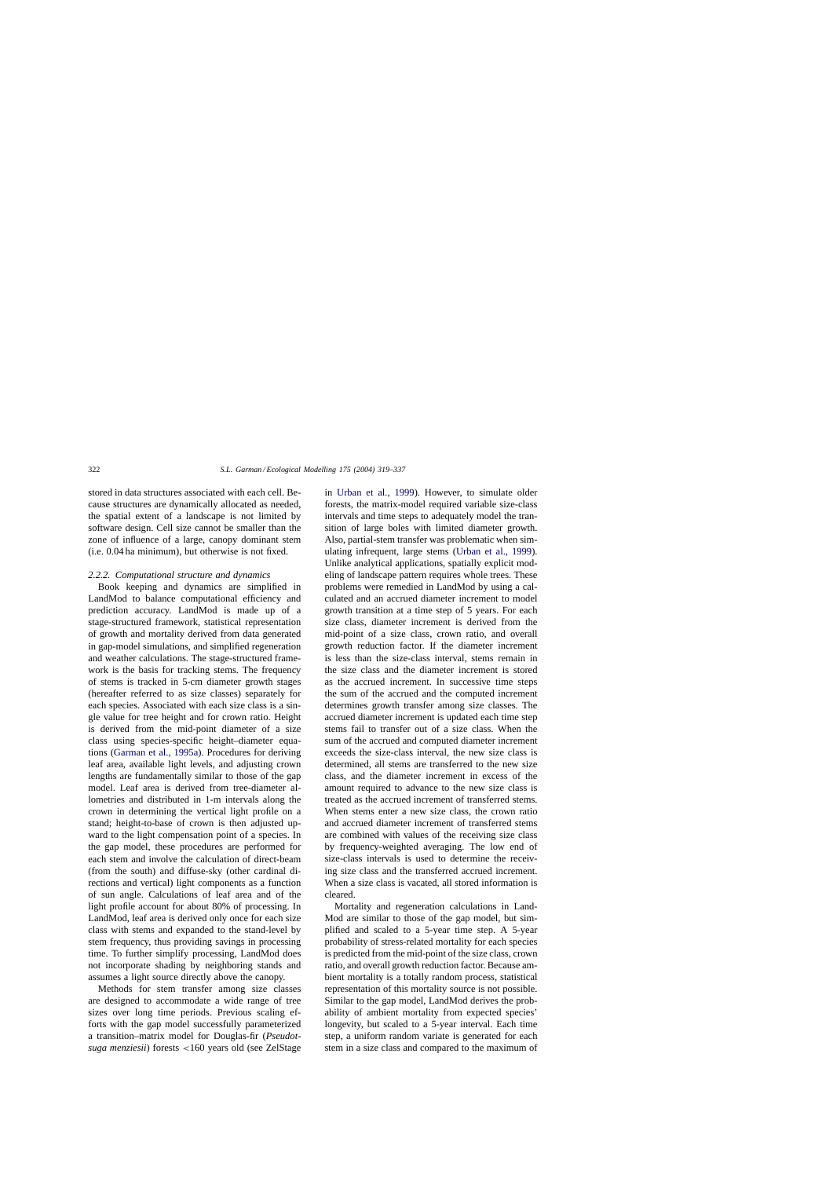stored in data structures associated with each cell. Because structures are dynamically allocated as needed, the spatial extent of a landscape is not limited by software design. Cell size cannot be smaller than the zone of influence of a large, canopy dominant stem (i.e. 0.04 ha minimum), but otherwise is not fixed.

#### 2.2.2. Computational structure and dynamics

Book keeping and dynamics are simplified in LandMod to balance computational efficiency and prediction accuracy. LandMod is made up of a stage-structured framework, statistical representation of growth and mortality derived from data generated in gap-model simulations, and simplified regeneration and weather calculations. The stage-structured framework is the basis for tracking stems. The frequency of stems is tracked in 5-cm diameter growth stages (hereafter referred to as size classes) separately for each species. Associated with each size class is a single value for tree height and for crown ratio. Height is derived from the mid-point diameter of a size class using species-specific height–diameter equations (Garman et al., 1995a). Procedures for deriving leaf area, available light levels, and adjusting crown lengths are fundamentally similar to those of the gap model. Leaf area is derived from tree-diameter allometries and distributed in 1-m intervals along the crown in determining the vertical light profile on a stand; height-to-base of crown is then adjusted upward to the light compensation point of a species. In the gap model, these procedures are performed for each stem and involve the calculation of direct-beam (from the south) and diffuse-sky (other cardinal directions and vertical) light components as a function of sun angle. Calculations of leaf area and of the light profile account for about 80% of processing. In LandMod, leaf area is derived only once for each size class with stems and expanded to the stand-level by stem frequency, thus providing savings in processing time. To further simplify processing, LandMod does not incorporate shading by neighboring stands and assumes a light source directly above the canopy.

Methods for stem transfer among size classes are designed to accommodate a wide range of tree sizes over long time periods. Previous scaling efforts with the gap model successfully parameterized a transition–matrix model for Douglas-fir (*Pseudotsuga menziesii*) forests <160 years old (see ZelStage in Urban et al., 1999). However, to simulate older forests, the matrix-model required variable size-class intervals and time steps to adequately model the transition of large boles with limited diameter growth. Also, partial-stem transfer was problematic when simulating infrequent, large stems (Urban et al., 1999). Unlike analytical applications, spatially explicit modeling of landscape pattern requires whole trees. These problems were remedied in LandMod by using a calculated and an accrued diameter increment to model growth transition at a time step of 5 years. For each size class, diameter increment is derived from the mid-point of a size class, crown ratio, and overall growth reduction factor. If the diameter increment is less than the size-class interval, stems remain in the size class and the diameter increment is stored as the accrued increment. In successive time steps the sum of the accrued and the computed increment determines growth transfer among size classes. The accrued diameter increment is updated each time step stems fail to transfer out of a size class. When the sum of the accrued and computed diameter increment exceeds the size-class interval, the new size class is determined, all stems are transferred to the new size class, and the diameter increment in excess of the amount required to advance to the new size class is treated as the accrued increment of transferred stems. When stems enter a new size class, the crown ratio and accrued diameter increment of transferred stems are combined with values of the receiving size class by frequency-weighted averaging. The low end of size-class intervals is used to determine the receiving size class and the transferred accrued increment. When a size class is vacated, all stored information is cleared.

Mortality and regeneration calculations in LandMod are similar to those of the gap model, but simplified and scaled to a 5-year time step. A 5-year probability of stress-related mortality for each species is predicted from the mid-point of the size class, crown ratio, and overall growth reduction factor. Because ambient mortality is a totally random process, statistical representation of this mortality source is not possible. Similar to the gap model, LandMod derives the probability of ambient mortality from expected species' longevity, but scaled to a 5-year interval. Each time step, a uniform random variate is generated for each stem in a size class and compared to the maximum of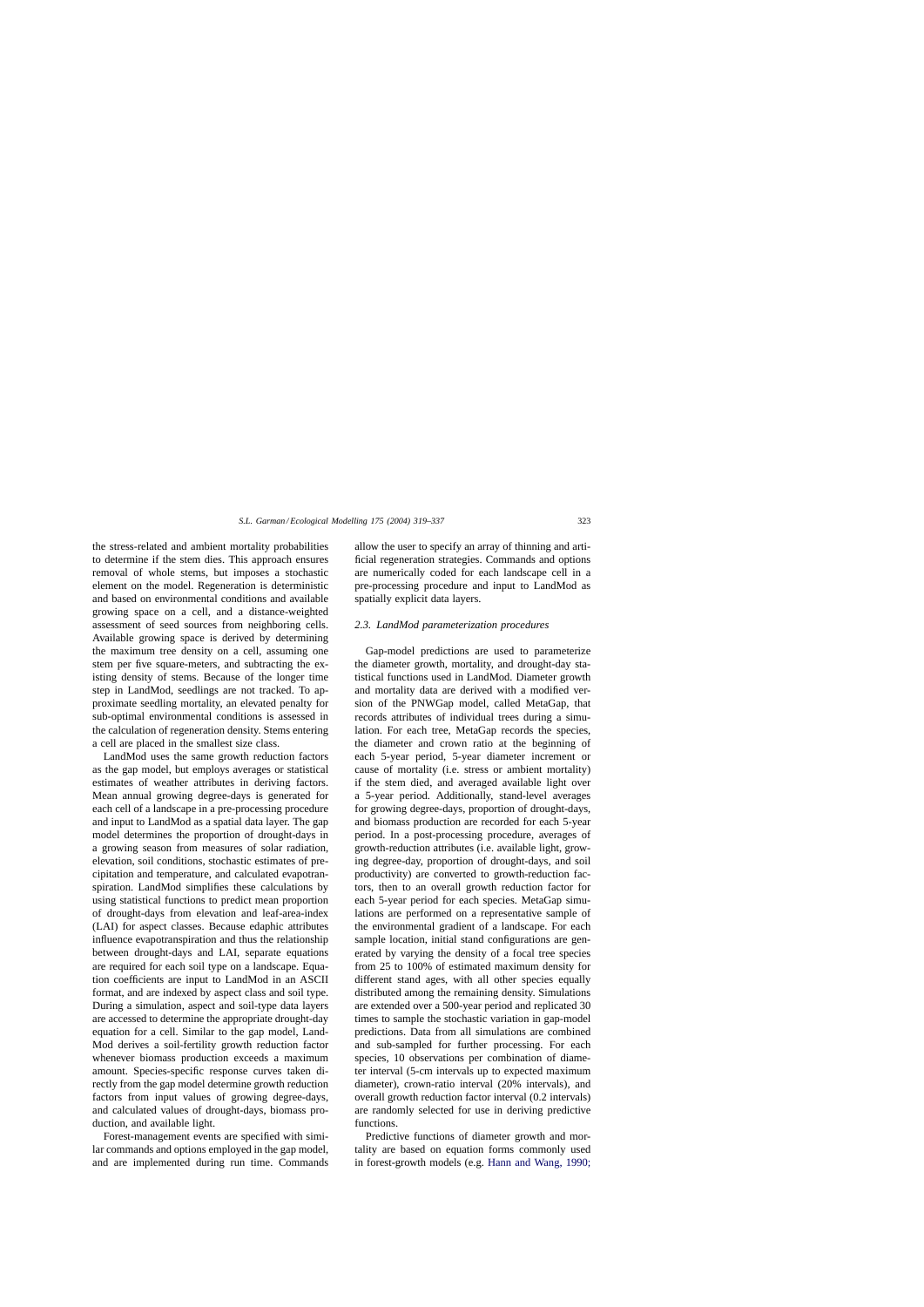the stress-related and ambient mortality probabilities to determine if the stem dies. This approach ensures removal of whole stems, but imposes a stochastic element on the model. Regeneration is deterministic and based on environmental conditions and available growing space on a cell, and a distance-weighted assessment of seed sources from neighboring cells. Available growing space is derived by determining the maximum tree density on a cell, assuming one stem per five square-meters, and subtracting the existing density of stems. Because of the longer time step in LandMod, seedlings are not tracked. To approximate seedling mortality, an elevated penalty for sub-optimal environmental conditions is assessed in the calculation of regeneration density. Stems entering a cell are placed in the smallest size class.

LandMod uses the same growth reduction factors as the gap model, but employs averages or statistical estimates of weather attributes in deriving factors. Mean annual growing degree-days is generated for each cell of a landscape in a pre-processing procedure and input to LandMod as a spatial data layer. The gap model determines the proportion of drought-days in a growing season from measures of solar radiation, elevation, soil conditions, stochastic estimates of precipitation and temperature, and calculated evapotranspiration. LandMod simplifies these calculations by using statistical functions to predict mean proportion of drought-days from elevation and leaf-area-index (LAI) for aspect classes. Because edaphic attributes influence evapotranspiration and thus the relationship between drought-days and LAI, separate equations are required for each soil type on a landscape. Equation coefficients are input to LandMod in an ASCII format, and are indexed by aspect class and soil type. During a simulation, aspect and soil-type data layers are accessed to determine the appropriate drought-day equation for a cell. Similar to the gap model, LandMod derives a soil-fertility growth reduction factor whenever biomass production exceeds a maximum amount. Species-specific response curves taken directly from the gap model determine growth reduction factors from input values of growing degree-days, and calculated values of drought-days, biomass production, and available light.

Forest-management events are specified with similar commands and options employed in the gap model, and are implemented during run time. Commands allow the user to specify an array of thinning and artificial regeneration strategies. Commands and options are numerically coded for each landscape cell in a pre-processing procedure and input to LandMod as spatially explicit data layers.

### 2.3. LandMod parameterization procedures

Gap-model predictions are used to parameterize the diameter growth, mortality, and drought-day statistical functions used in LandMod. Diameter growth and mortality data are derived with a modified version of the PNWGap model, called MetaGap, that records attributes of individual trees during a simulation. For each tree, MetaGap records the species, the diameter and crown ratio at the beginning of each 5-year period, 5-year diameter increment or cause of mortality (i.e. stress or ambient mortality) if the stem died, and averaged available light over a 5-year period. Additionally, stand-level averages for growing degree-days, proportion of drought-days, and biomass production are recorded for each 5-year period. In a post-processing procedure, averages of growth-reduction attributes (i.e. available light, growing degree-day, proportion of drought-days, and soil productivity) are converted to growth-reduction factors, then to an overall growth reduction factor for each 5-year period for each species. MetaGap simulations are performed on a representative sample of the environmental gradient of a landscape. For each sample location, initial stand configurations are generated by varying the density of a focal tree species from 25 to 100% of estimated maximum density for different stand ages, with all other species equally distributed among the remaining density. Simulations are extended over a 500-year period and replicated 30 times to sample the stochastic variation in gap-model predictions. Data from all simulations are combined and sub-sampled for further processing. For each species, 10 observations per combination of diameter interval (5-cm intervals up to expected maximum diameter), crown-ratio interval (20% intervals), and overall growth reduction factor interval (0.2 intervals) are randomly selected for use in deriving predictive functions.

Predictive functions of diameter growth and mortality are based on equation forms commonly used in forest-growth models (e.g. Hann and Wang, 1990;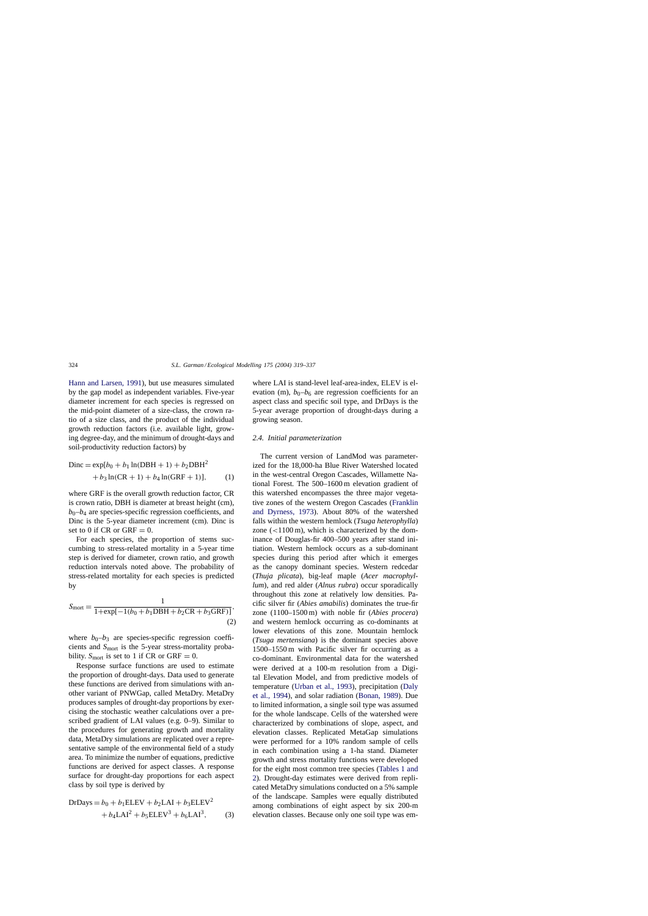Hann and Larsen, 1991), but use measures simulated by the gap model as independent variables. Five-year diameter increment for each species is regressed on the mid-point diameter of a size-class, the crown ratio of a size class, and the product of the individual growth reduction factors (i.e. available light, growing degree-day, and the minimum of drought-days and soil-productivity reduction factors) by

$$\text{Dinc} = \exp[b_0 + b_1 \ln(\text{DBH} + 1) + b_2\text{DBH}^2 + b_3 \ln(\text{CR} + 1) + b_4 \ln(\text{GRF} + 1)], \qquad (1)$$

where GRF is the overall growth reduction factor, CR is crown ratio, DBH is diameter at breast height (cm), $b_0$–$b_4$ are species-specific regression coefficients, and Dinc is the 5-year diameter increment (cm). Dinc is set to 0 if CR or GRF $= 0$.

For each species, the proportion of stems succumbing to stress-related mortality in a 5-year time step is derived for diameter, crown ratio, and growth reduction intervals noted above. The probability of stress-related mortality for each species is predicted by

$$S_{\text{mort}} = \frac{1}{1+\exp[-1(b_0 + b_1\text{DBH} + b_2\text{CR} + b_3\text{GRF})]}, \qquad (2)$$

where $b_0$–$b_3$ are species-specific regression coefficients and $S_{\text{mort}}$ is the 5-year stress-mortality probability. $S_{\text{mort}}$ is set to 1 if CR or GRF $= 0$.

Response surface functions are used to estimate the proportion of drought-days. Data used to generate these functions are derived from simulations with another variant of PNWGap, called MetaDry. MetaDry produces samples of drought-day proportions by exercising the stochastic weather calculations over a prescribed gradient of LAI values (e.g. 0–9). Similar to the procedures for generating growth and mortality data, MetaDry simulations are replicated over a representative sample of the environmental field of a study area. To minimize the number of equations, predictive functions are derived for aspect classes. A response surface for drought-day proportions for each aspect class by soil type is derived by

$$\text{DrDays} = b_0 + b_1\text{ELEV} + b_2\text{LAI} + b_3\text{ELEV}^2 + b_4\text{LAI}^2 + b_5\text{ELEV}^3 + b_6\text{LAI}^3, \qquad (3)$$

where LAI is stand-level leaf-area-index, ELEV is elevation (m), $b_0$–$b_6$ are regression coefficients for an aspect class and specific soil type, and DrDays is the 5-year average proportion of drought-days during a growing season.

### 2.4. Initial parameterization

The current version of LandMod was parameterized for the 18,000-ha Blue River Watershed located in the west-central Oregon Cascades, Willamette National Forest. The 500–1600 m elevation gradient of this watershed encompasses the three major vegetative zones of the western Oregon Cascades (Franklin and Dyrness, 1973). About 80% of the watershed falls within the western hemlock (*Tsuga heterophylla*) zone (<1100 m), which is characterized by the dominance of Douglas-fir 400–500 years after stand initiation. Western hemlock occurs as a sub-dominant species during this period after which it emerges as the canopy dominant species. Western redcedar (*Thuja plicata*), big-leaf maple (*Acer macrophyllum*), and red alder (*Alnus rubra*) occur sporadically throughout this zone at relatively low densities. Pacific silver fir (*Abies amabilis*) dominates the true-fir zone (1100–1500 m) with noble fir (*Abies procera*) and western hemlock occurring as co-dominants at lower elevations of this zone. Mountain hemlock (*Tsuga mertensiana*) is the dominant species above 1500–1550 m with Pacific silver fir occurring as a co-dominant. Environmental data for the watershed were derived at a 100-m resolution from a Digital Elevation Model, and from predictive models of temperature (Urban et al., 1993), precipitation (Daly et al., 1994), and solar radiation (Bonan, 1989). Due to limited information, a single soil type was assumed for the whole landscape. Cells of the watershed were characterized by combinations of slope, aspect, and elevation classes. Replicated MetaGap simulations were performed for a 10% random sample of cells in each combination using a 1-ha stand. Diameter growth and stress mortality functions were developed for the eight most common tree species (Tables 1 and 2). Drought-day estimates were derived from replicated MetaDry simulations conducted on a 5% sample of the landscape. Samples were equally distributed among combinations of eight aspect by six 200-m elevation classes. Because only one soil type was em-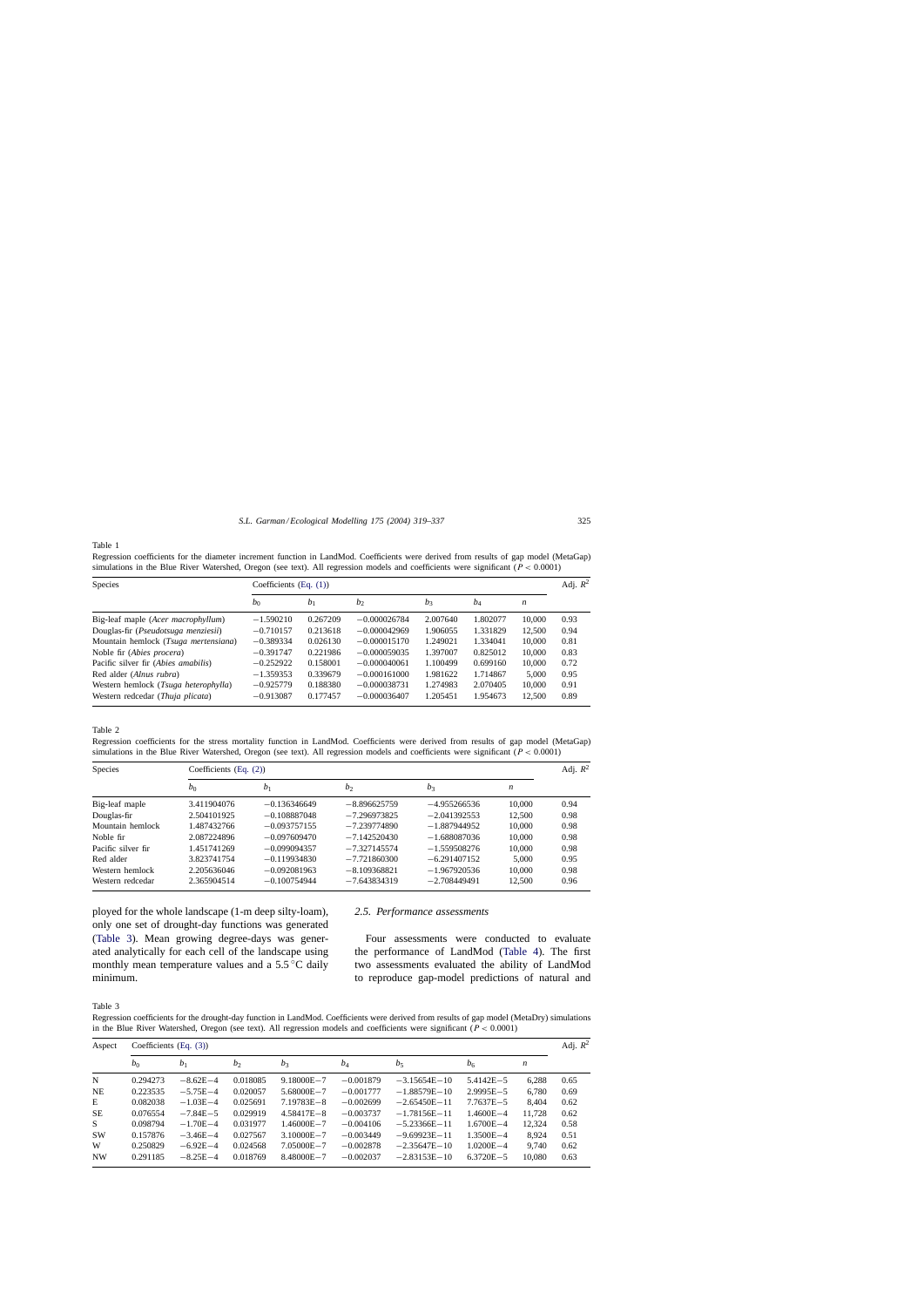Table 1

Regression coefficients for the diameter increment function in LandMod. Coefficients were derived from results of gap model (MetaGap) simulations in the Blue River Watershed, Oregon (see text). All regression models and coefficients were significant ($P < 0.0001$)

| Species | Coefficients (Eq. (1)) | | | | | | Adj. $R^2$ |
|---|---|---|---|---|---|---|---|
| | $b_0$ | $b_1$ | $b_2$ | $b_3$ | $b_4$ | $n$ | |
| Big-leaf maple (*Acer macrophyllum*) | −1.590210 | 0.267209 | −0.000026784 | 2.007640 | 1.802077 | 10,000 | 0.93 |
| Douglas-fir (*Pseudotsuga menziesii*) | −0.710157 | 0.213618 | −0.000042969 | 1.906055 | 1.331829 | 12,500 | 0.94 |
| Mountain hemlock (*Tsuga mertensiana*) | −0.389334 | 0.026130 | −0.000015170 | 1.249021 | 1.334041 | 10,000 | 0.81 |
| Noble fir (*Abies procera*) | −0.391747 | 0.221986 | −0.000059035 | 1.397007 | 0.825012 | 10,000 | 0.83 |
| Pacific silver fir (*Abies amabilis*) | −0.252922 | 0.158001 | −0.000040061 | 1.100499 | 0.699160 | 10,000 | 0.72 |
| Red alder (*Alnus rubra*) | −1.359353 | 0.339679 | −0.000161000 | 1.981622 | 1.714867 | 5,000 | 0.95 |
| Western hemlock (*Tsuga heterophylla*) | −0.925779 | 0.188380 | −0.000038731 | 1.274983 | 2.070405 | 10,000 | 0.91 |
| Western redcedar (*Thuja plicata*) | −0.913087 | 0.177457 | −0.000036407 | 1.205451 | 1.954673 | 12,500 | 0.89 |

Table 2

Regression coefficients for the stress mortality function in LandMod. Coefficients were derived from results of gap model (MetaGap) simulations in the Blue River Watershed, Oregon (see text). All regression models and coefficients were significant ($P < 0.0001$)

| Species | Coefficients (Eq. (2)) | | | | | Adj. $R^2$ |
|---|---|---|---|---|---|---|
| | $b_0$ | $b_1$ | $b_2$ | $b_3$ | $n$ | |
| Big-leaf maple | 3.411904076 | −0.136346649 | −8.896625759 | −4.955266536 | 10,000 | 0.94 |
| Douglas-fir | 2.504101925 | −0.108887048 | −7.296973825 | −2.041392553 | 12,500 | 0.98 |
| Mountain hemlock | 1.487432766 | −0.093757155 | −7.239774890 | −1.887944952 | 10,000 | 0.98 |
| Noble fir | 2.087224896 | −0.097609470 | −7.142520430 | −1.688087036 | 10,000 | 0.98 |
| Pacific silver fir | 1.451741269 | −0.099094357 | −7.327145574 | −1.559508276 | 10,000 | 0.98 |
| Red alder | 3.823741754 | −0.119934830 | −7.721860300 | −6.291407152 | 5,000 | 0.95 |
| Western hemlock | 2.205636046 | −0.092081963 | −8.109368821 | −1.967920536 | 10,000 | 0.98 |
| Western redcedar | 2.365904514 | −0.100754944 | −7.643834319 | −2.708449491 | 12,500 | 0.96 |

ployed for the whole landscape (1-m deep silty-loam), only one set of drought-day functions was generated (Table 3). Mean growing degree-days was generated analytically for each cell of the landscape using monthly mean temperature values and a 5.5 °C daily minimum.

### 2.5. Performance assessments

Four assessments were conducted to evaluate the performance of LandMod (Table 4). The first two assessments evaluated the ability of LandMod to reproduce gap-model predictions of natural and

Table 3

Regression coefficients for the drought-day function in LandMod. Coefficients were derived from results of gap model (MetaDry) simulations in the Blue River Watershed, Oregon (see text). All regression models and coefficients were significant ($P < 0.0001$)

| Aspect | Coefficients (Eq. (3)) | | | | | | | | Adj. $R^2$ |
|---|---|---|---|---|---|---|---|---|---|
| | $b_0$ | $b_1$ | $b_2$ | $b_3$ | $b_4$ | $b_5$ | $b_6$ | $n$ | |
| N | 0.294273 | −8.62E−4 | 0.018085 | 9.18000E−7 | −0.001879 | −3.15654E−10 | 5.4142E−5 | 6,288 | 0.65 |
| NE | 0.223535 | −5.75E−4 | 0.020057 | 5.68000E−7 | −0.001777 | −1.88579E−10 | 2.9995E−5 | 6,780 | 0.69 |
| E | 0.082038 | −1.03E−4 | 0.025691 | 7.19783E−8 | −0.002699 | −2.65450E−11 | 7.7637E−5 | 8,404 | 0.62 |
| SE | 0.076554 | −7.84E−5 | 0.029919 | 4.58417E−8 | −0.003737 | −1.78156E−11 | 1.4600E−4 | 11,728 | 0.62 |
| S | 0.098794 | −1.70E−4 | 0.031977 | 1.46000E−7 | −0.004106 | −5.23366E−11 | 1.6700E−4 | 12,324 | 0.58 |
| SW | 0.157876 | −3.46E−4 | 0.027567 | 3.10000E−7 | −0.003449 | −9.69923E−11 | 1.3500E−4 | 8,924 | 0.51 |
| W | 0.250829 | −6.92E−4 | 0.024568 | 7.05000E−7 | −0.002878 | −2.35647E−10 | 1.0200E−4 | 9,740 | 0.62 |
| NW | 0.291185 | −8.25E−4 | 0.018769 | 8.48000E−7 | −0.002037 | −2.83153E−10 | 6.3720E−5 | 10,080 | 0.63 |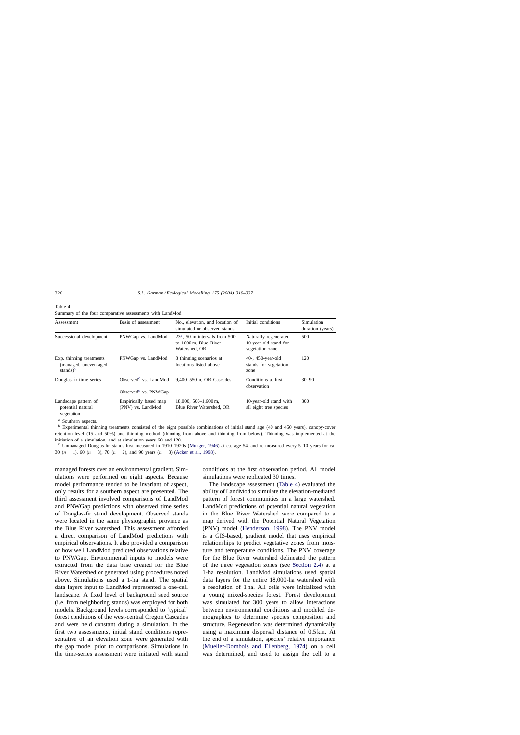Table 4
Summary of the four comparative assessments with LandMod

| Assessment | Basis of assessment | No., elevation, and location of simulated or observed stands | Initial conditions | Simulation duration (years) |
| --- | --- | --- | --- | --- |
| Successional development | PNWGap vs. LandMod | 23[a], 50-m intervals from 500 to 1600 m, Blue River Watershed, OR | Naturally regenerated 10-year-old stand for vegetation zone | 500 |
| Exp. thinning treatments (managed, uneven-aged stands)[b] | PNWGap vs. LandMod | 8 thinning scenarios at locations listed above | 40-, 450-year-old stands for vegetation zone | 120 |
| Douglas-fir time series | Observed[c] vs. LandMod<br>Observed[c] vs. PNWGap | 9,400–550 m, OR Cascades | Conditions at first observation | 30–90 |
| Landscape pattern of potential natural vegetation | Empirically based map (PNV) vs. LandMod | 18,000, 500–1,600 m, Blue River Watershed, OR | 10-year-old stand with all eight tree species | 300 |

[a] Southern aspects.

[b] Experimental thinning treatments consisted of the eight possible combinations of initial stand age (40 and 450 years), canopy-cover retention level (15 and 50%) and thinning method (thinning from above and thinning from below). Thinning was implemented at the initiation of a simulation, and at simulation years 60 and 120.

[c] Unmanaged Douglas-fir stands first measured in 1910–1920s (Munger, 1946) at ca. age 54, and re-measured every 5–10 years for ca. 30 ($n = 1$), 60 ($n = 3$), 70 ($n = 2$), and 90 years ($n = 3$) (Acker et al., 1998).

managed forests over an environmental gradient. Simulations were performed on eight aspects. Because model performance tended to be invariant of aspect, only results for a southern aspect are presented. The third assessment involved comparisons of LandMod and PNWGap predictions with observed time series of Douglas-fir stand development. Observed stands were located in the same physiographic province as the Blue River watershed. This assessment afforded a direct comparison of LandMod predictions with empirical observations. It also provided a comparison of how well LandMod predicted observations relative to PNWGap. Environmental inputs to models were extracted from the data base created for the Blue River Watershed or generated using procedures noted above. Simulations used a 1-ha stand. The spatial data layers input to LandMod represented a one-cell landscape. A fixed level of background seed source (i.e. from neighboring stands) was employed for both models. Background levels corresponded to 'typical' forest conditions of the west-central Oregon Cascades and were held constant during a simulation. In the first two assessments, initial stand conditions representative of an elevation zone were generated with the gap model prior to comparisons. Simulations in the time-series assessment were initiated with stand conditions at the first observation period. All model simulations were replicated 30 times.

The landscape assessment (Table 4) evaluated the ability of LandMod to simulate the elevation-mediated pattern of forest communities in a large watershed. LandMod predictions of potential natural vegetation in the Blue River Watershed were compared to a map derived with the Potential Natural Vegetation (PNV) model (Henderson, 1998). The PNV model is a GIS-based, gradient model that uses empirical relationships to predict vegetative zones from moisture and temperature conditions. The PNV coverage for the Blue River watershed delineated the pattern of the three vegetation zones (see Section 2.4) at a 1-ha resolution. LandMod simulations used spatial data layers for the entire 18,000-ha watershed with a resolution of 1 ha. All cells were initialized with a young mixed-species forest. Forest development was simulated for 300 years to allow interactions between environmental conditions and modeled demographics to determine species composition and structure. Regeneration was determined dynamically using a maximum dispersal distance of 0.5 km. At the end of a simulation, species' relative importance (Mueller-Dombois and Ellenberg, 1974) on a cell was determined, and used to assign the cell to a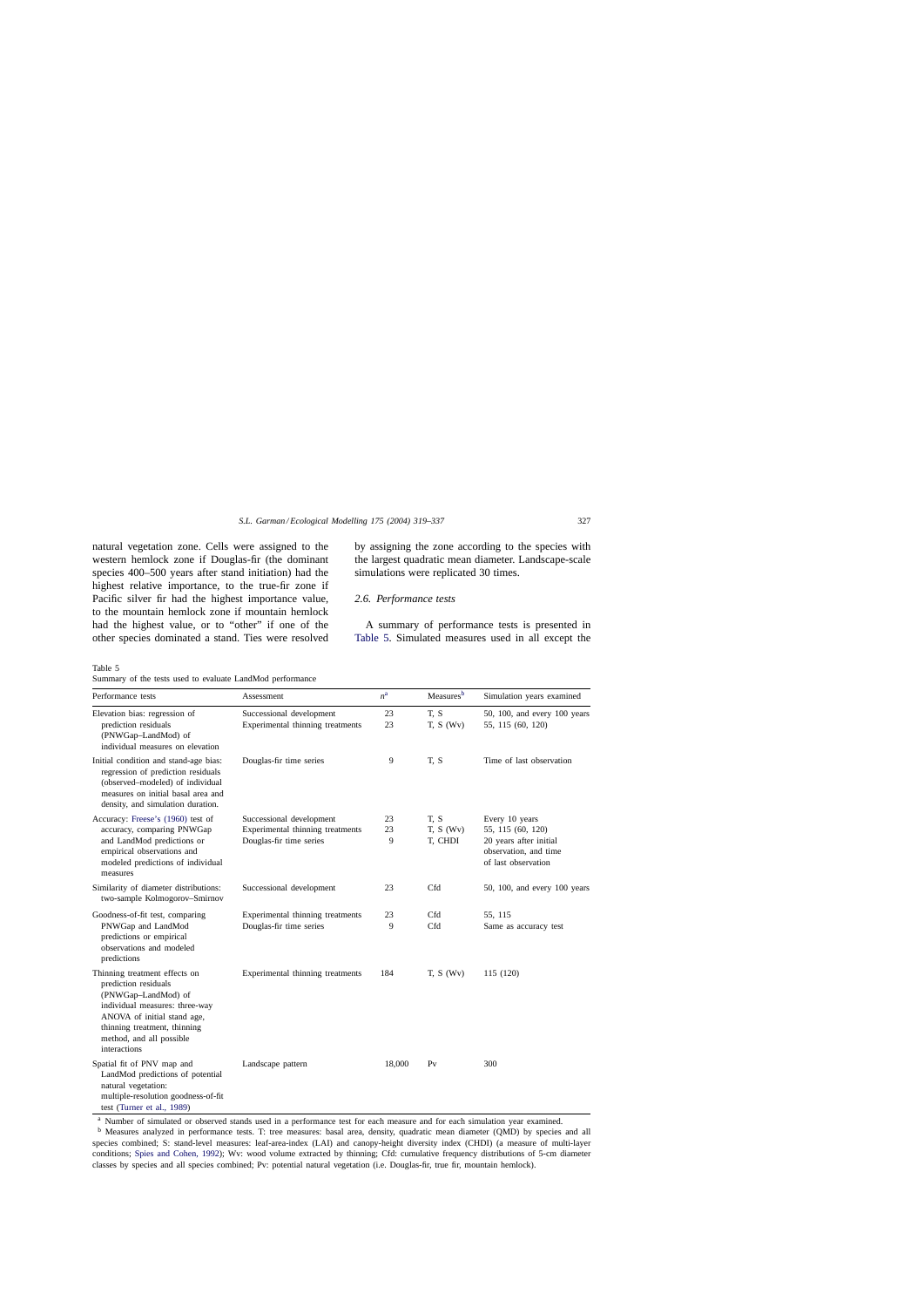natural vegetation zone. Cells were assigned to the western hemlock zone if Douglas-fir (the dominant species 400–500 years after stand initiation) had the highest relative importance, to the true-fir zone if Pacific silver fir had the highest importance value, to the mountain hemlock zone if mountain hemlock had the highest value, or to "other" if one of the other species dominated a stand. Ties were resolved by assigning the zone according to the species with the largest quadratic mean diameter. Landscape-scale simulations were replicated 30 times.

### 2.6. Performance tests

A summary of performance tests is presented in Table 5. Simulated measures used in all except the

Table 5
Summary of the tests used to evaluate LandMod performance

| Performance tests | Assessment | $n$[a] | Measures[b] | Simulation years examined |
|---|---|---|---|---|
| Elevation bias: regression of prediction residuals (PNWGap–LandMod) of individual measures on elevation | Successional development<br>Experimental thinning treatments | 23<br>23 | T, S<br>T, S (Wv) | 50, 100, and every 100 years<br>55, 115 (60, 120) |
| Initial condition and stand-age bias: regression of prediction residuals (observed–modeled) of individual measures on initial basal area and density, and simulation duration. | Douglas-fir time series | 9 | T, S | Time of last observation |
| Accuracy: Freese's (1960) test of accuracy, comparing PNWGap and LandMod predictions or empirical observations and modeled predictions of individual measures | Successional development<br>Experimental thinning treatments<br>Douglas-fir time series | 23<br>23<br>9 | T, S<br>T, S (Wv)<br>T, CHDI | Every 10 years<br>55, 115 (60, 120)<br>20 years after initial observation, and time of last observation |
| Similarity of diameter distributions: two-sample Kolmogorov–Smirnov | Successional development | 23 | Cfd | 50, 100, and every 100 years |
| Goodness-of-fit test, comparing PNWGap and LandMod predictions or empirical observations and modeled predictions | Experimental thinning treatments<br>Douglas-fir time series | 23<br>9 | Cfd<br>Cfd | 55, 115<br>Same as accuracy test |
| Thinning treatment effects on prediction residuals (PNWGap–LandMod) of individual measures: three-way ANOVA of initial stand age, thinning treatment, thinning method, and all possible interactions | Experimental thinning treatments | 184 | T, S (Wv) | 115 (120) |
| Spatial fit of PNV map and LandMod predictions of potential natural vegetation: multiple-resolution goodness-of-fit test (Turner et al., 1989) | Landscape pattern | 18,000 | Pv | 300 |

[a] Number of simulated or observed stands used in a performance test for each measure and for each simulation year examined.

[b] Measures analyzed in performance tests. T: tree measures: basal area, density, quadratic mean diameter (QMD) by species and all species combined; S: stand-level measures: leaf-area-index (LAI) and canopy-height diversity index (CHDI) (a measure of multi-layer conditions; Spies and Cohen, 1992); Wv: wood volume extracted by thinning; Cfd: cumulative frequency distributions of 5-cm diameter classes by species and all species combined; Pv: potential natural vegetation (i.e. Douglas-fir, true fir, mountain hemlock).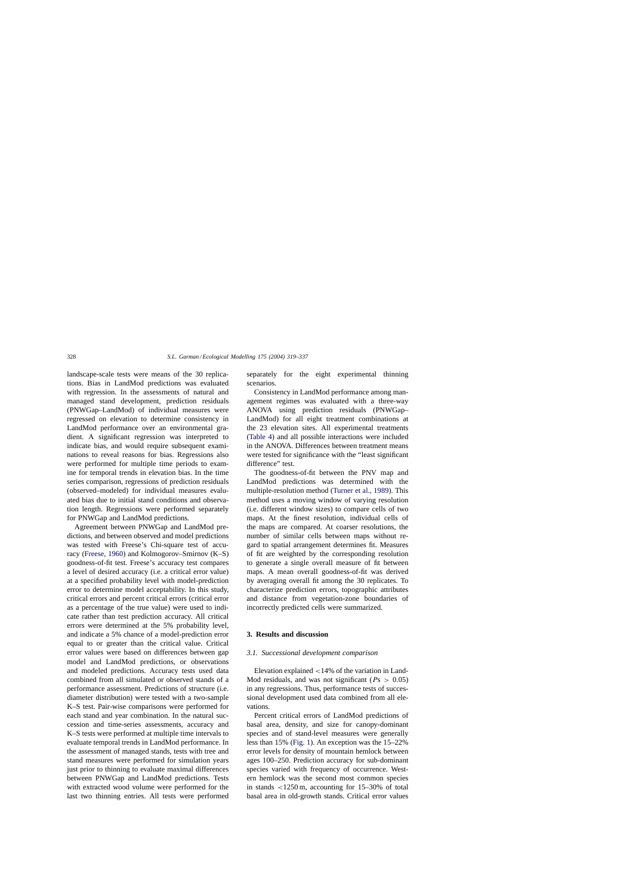landscape-scale tests were means of the 30 replications. Bias in LandMod predictions was evaluated with regression. In the assessments of natural and managed stand development, prediction residuals (PNWGap–LandMod) of individual measures were regressed on elevation to determine consistency in LandMod performance over an environmental gradient. A significant regression was interpreted to indicate bias, and would require subsequent examinations to reveal reasons for bias. Regressions also were performed for multiple time periods to examine for temporal trends in elevation bias. In the time series comparison, regressions of prediction residuals (observed–modeled) for individual measures evaluated bias due to initial stand conditions and observation length. Regressions were performed separately for PNWGap and LandMod predictions.

Agreement between PNWGap and LandMod predictions, and between observed and model predictions was tested with Freese's Chi-square test of accuracy (Freese, 1960) and Kolmogorov–Smirnov (K–S) goodness-of-fit test. Freese's accuracy test compares a level of desired accuracy (i.e. a critical error value) at a specified probability level with model-prediction error to determine model acceptability. In this study, critical errors and percent critical errors (critical error as a percentage of the true value) were used to indicate rather than test prediction accuracy. All critical errors were determined at the 5% probability level, and indicate a 5% chance of a model-prediction error equal to or greater than the critical value. Critical error values were based on differences between gap model and LandMod predictions, or observations and modeled predictions. Accuracy tests used data combined from all simulated or observed stands of a performance assessment. Predictions of structure (i.e. diameter distribution) were tested with a two-sample K–S test. Pair-wise comparisons were performed for each stand and year combination. In the natural succession and time-series assessments, accuracy and K–S tests were performed at multiple time intervals to evaluate temporal trends in LandMod performance. In the assessment of managed stands, tests with tree and stand measures were performed for simulation years just prior to thinning to evaluate maximal differences between PNWGap and LandMod predictions. Tests with extracted wood volume were performed for the last two thinning entries. All tests were performed separately for the eight experimental thinning scenarios.

Consistency in LandMod performance among management regimes was evaluated with a three-way ANOVA using prediction residuals (PNWGap–LandMod) for all eight treatment combinations at the 23 elevation sites. All experimental treatments (Table 4) and all possible interactions were included in the ANOVA. Differences between treatment means were tested for significance with the "least significant difference" test.

The goodness-of-fit between the PNV map and LandMod predictions was determined with the multiple-resolution method (Turner et al., 1989). This method uses a moving window of varying resolution (i.e. different window sizes) to compare cells of two maps. At the finest resolution, individual cells of the maps are compared. At coarser resolutions, the number of similar cells between maps without regard to spatial arrangement determines fit. Measures of fit are weighted by the corresponding resolution to generate a single overall measure of fit between maps. A mean overall goodness-of-fit was derived by averaging overall fit among the 30 replicates. To characterize prediction errors, topographic attributes and distance from vegetation-zone boundaries of incorrectly predicted cells were summarized.

## 3. Results and discussion

### 3.1. Successional development comparison

Elevation explained <14% of the variation in LandMod residuals, and was not significant ($Ps > 0.05$) in any regressions. Thus, performance tests of successional development used data combined from all elevations.

Percent critical errors of LandMod predictions of basal area, density, and size for canopy-dominant species and of stand-level measures were generally less than 15% (Fig. 1). An exception was the 15–22% error levels for density of mountain hemlock between ages 100–250. Prediction accuracy for sub-dominant species varied with frequency of occurrence. Western hemlock was the second most common species in stands <1250 m, accounting for 15–30% of total basal area in old-growth stands. Critical error values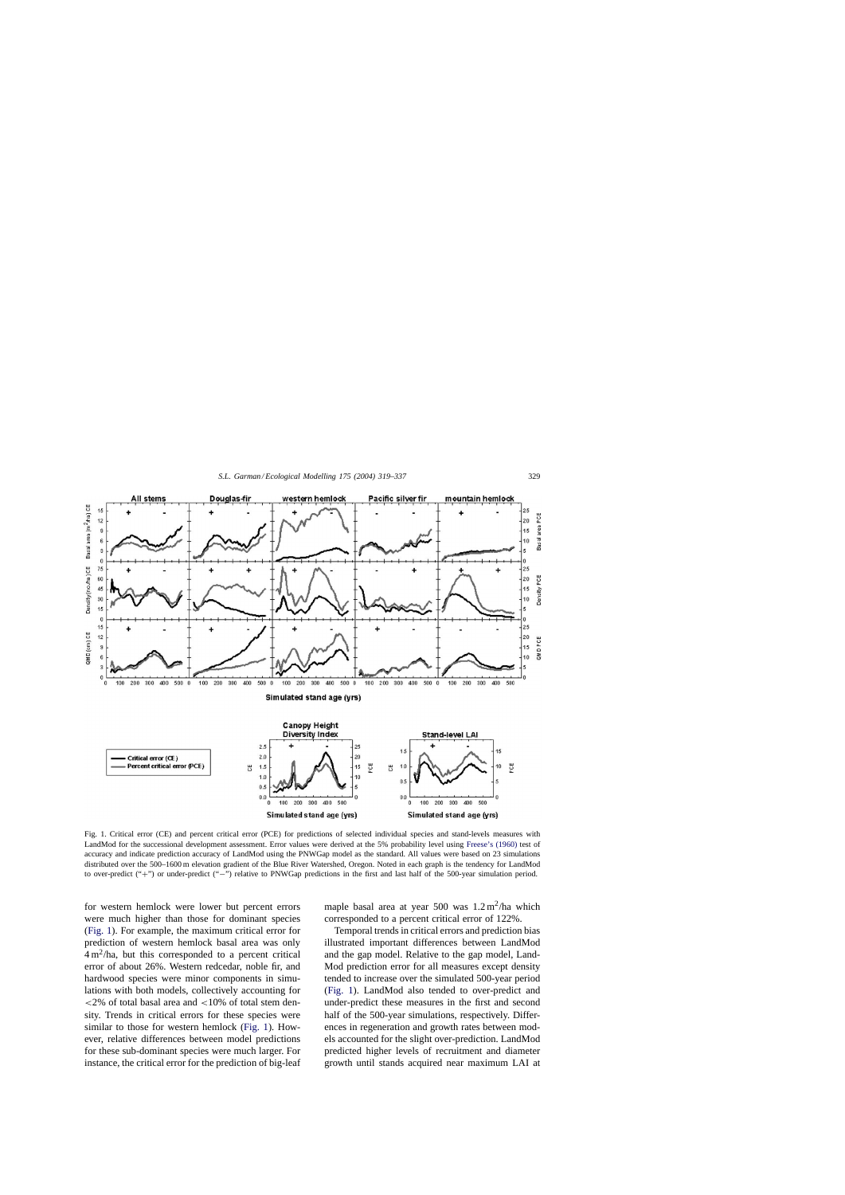Fig. 1. Critical error (CE) and percent critical error (PCE) for predictions of selected individual species and stand-levels measures with LandMod for the successional development assessment. Error values were derived at the 5% probability level using Freese's (1960) test of accuracy and indicate prediction accuracy of LandMod using the PNWGap model as the standard. All values were based on 23 simulations distributed over the 500–1600 m elevation gradient of the Blue River Watershed, Oregon. Noted in each graph is the tendency for LandMod to over-predict ("+") or under-predict ("−") relative to PNWGap predictions in the first and last half of the 500-year simulation period.

for western hemlock were lower but percent errors were much higher than those for dominant species (Fig. 1). For example, the maximum critical error for prediction of western hemlock basal area was only $4\,m^2$/ha, but this corresponded to a percent critical error of about 26%. Western redcedar, noble fir, and hardwood species were minor components in simulations with both models, collectively accounting for <2% of total basal area and <10% of total stem density. Trends in critical errors for these species were similar to those for western hemlock (Fig. 1). However, relative differences between model predictions for these sub-dominant species were much larger. For instance, the critical error for the prediction of big-leaf maple basal area at year 500 was $1.2\,m^2$/ha which corresponded to a percent critical error of 122%.

Temporal trends in critical errors and prediction bias illustrated important differences between LandMod and the gap model. Relative to the gap model, LandMod prediction error for all measures except density tended to increase over the simulated 500-year period (Fig. 1). LandMod also tended to over-predict and under-predict these measures in the first and second half of the 500-year simulations, respectively. Differences in regeneration and growth rates between models accounted for the slight over-prediction. LandMod predicted higher levels of recruitment and diameter growth until stands acquired near maximum LAI at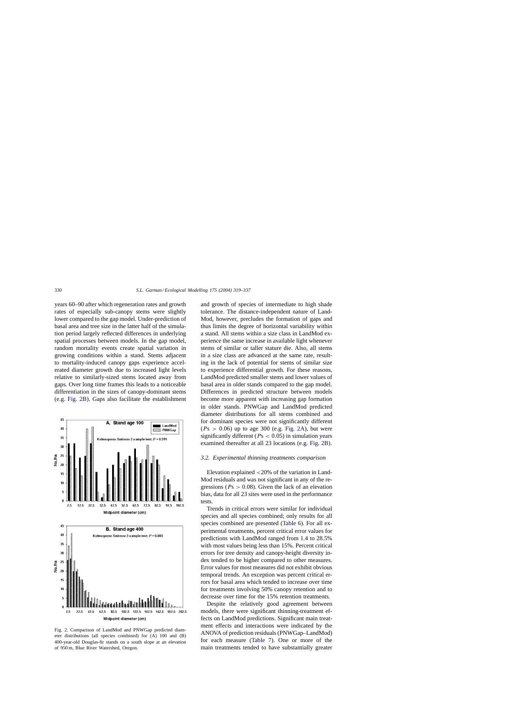years 60–90 after which regeneration rates and growth rates of especially sub-canopy stems were slightly lower compared to the gap model. Under-prediction of basal area and tree size in the latter half of the simulation period largely reflected differences in underlying spatial processes between models. In the gap model, random mortality events create spatial variation in growing conditions within a stand. Stems adjacent to mortality-induced canopy gaps experience accelerated diameter growth due to increased light levels relative to similarly-sized stems located away from gaps. Over long time frames this leads to a noticeable differentiation in the sizes of canopy-dominant stems (e.g. Fig. 2B). Gaps also facilitate the establishment and growth of species of intermediate to high shade tolerance. The distance-independent nature of LandMod, however, precludes the formation of gaps and thus limits the degree of horizontal variability within a stand. All stems within a size class in LandMod experience the same increase in available light whenever stems of similar or taller stature die. Also, all stems in a size class are advanced at the same rate, resulting in the lack of potential for stems of similar size to experience differential growth. For these reasons, LandMod predicted smaller stems and lower values of basal area in older stands compared to the gap model. Differences in predicted structure between models become more apparent with increasing gap formation in older stands. PNWGap and LandMod predicted diameter distributions for all stems combined and for dominant species were not significantly different ($P$s $> 0.06$) up to age 300 (e.g. Fig. 2A), but were significantly different ($P$s $< 0.05$) in simulation years examined thereafter at all 23 locations (e.g. Fig. 2B).

Fig. 2. Comparison of LandMod and PNWGap predicted diameter distributions (all species combined) for (A) 100 and (B) 400-year-old Douglas-fir stands on a south slope at an elevation of 950 m, Blue River Watershed, Oregon.

### 3.2. Experimental thinning treatments comparison

Elevation explained <20% of the variation in LandMod residuals and was not significant in any of the regressions ($P$s $> 0.08$). Given the lack of an elevation bias, data for all 23 sites were used in the performance tests.

Trends in critical errors were similar for individual species and all species combined; only results for all species combined are presented (Table 6). For all experimental treatments, percent critical error values for predictions with LandMod ranged from 1.4 to 28.5% with most values being less than 15%. Percent critical errors for tree density and canopy-height diversity index tended to be higher compared to other measures. Error values for most measures did not exhibit obvious temporal trends. An exception was percent critical errors for basal area which tended to increase over time for treatments involving 50% canopy retention and to decrease over time for the 15% retention treatments.

Despite the relatively good agreement between models, there were significant thinning-treatment effects on LandMod predictions. Significant main treatment effects and interactions were indicated by the ANOVA of prediction residuals (PNWGap–LandMod) for each measure (Table 7). One or more of the main treatments tended to have substantially greater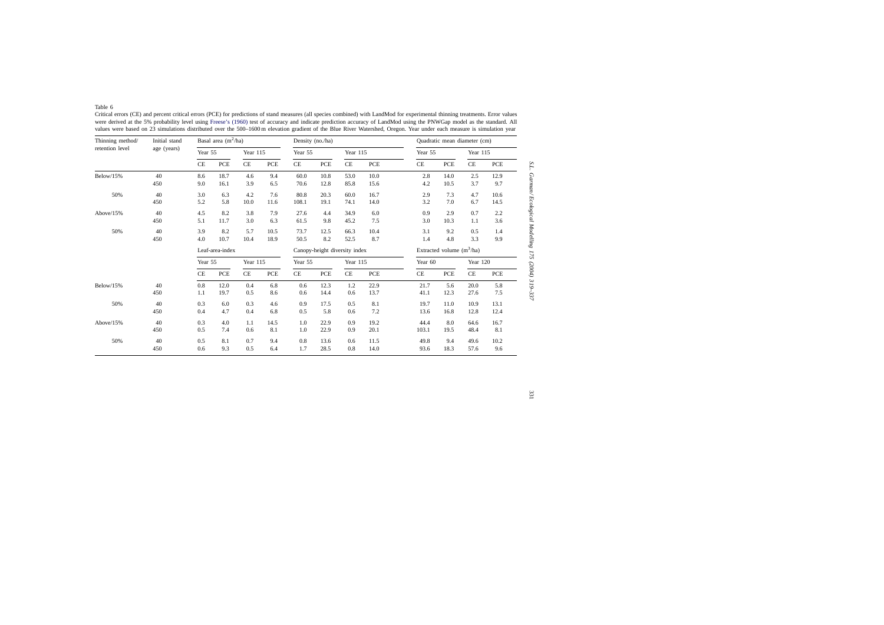Table 6
Critical errors (CE) and percent critical errors (PCE) for predictions of stand measures (all species combined) with LandMod for experimental thinning treatments. Error values were derived at the 5% probability level using Freese's (1960) test of accuracy and indicate prediction accuracy of LandMod using the PNWGap model as the standard. All values were based on 23 simulations distributed over the 500–1600 m elevation gradient of the Blue River Watershed, Oregon. Year under each measure is simulation year

| Thinning method/ retention level | Initial stand age (years) | Basal area ($m^2$/ha) | | | | Density (no./ha) | | | | Quadratic mean diameter (cm) | | | |
|---|---|---|---|---|---|---|---|---|---|---|---|---|---|
| | | Year 55 | | Year 115 | | Year 55 | | Year 115 | | Year 55 | | Year 115 | |
| | | CE | PCE | CE | PCE | CE | PCE | CE | PCE | CE | PCE | CE | PCE |
| Below/15% | 40 | 8.6 | 18.7 | 4.6 | 9.4 | 60.0 | 10.8 | 53.0 | 10.0 | 2.8 | 14.0 | 2.5 | 12.9 |
| | 450 | 9.0 | 16.1 | 3.9 | 6.5 | 70.6 | 12.8 | 85.8 | 15.6 | 4.2 | 10.5 | 3.7 | 9.7 |
| 50% | 40 | 3.0 | 6.3 | 4.2 | 7.6 | 80.8 | 20.3 | 60.0 | 16.7 | 2.9 | 7.3 | 4.7 | 10.6 |
| | 450 | 5.2 | 5.8 | 10.0 | 11.6 | 108.1 | 19.1 | 74.1 | 14.0 | 3.2 | 7.0 | 6.7 | 14.5 |
| Above/15% | 40 | 4.5 | 8.2 | 3.8 | 7.9 | 27.6 | 4.4 | 34.9 | 6.0 | 0.9 | 2.9 | 0.7 | 2.2 |
| | 450 | 5.1 | 11.7 | 3.0 | 6.3 | 61.5 | 9.8 | 45.2 | 7.5 | 3.0 | 10.3 | 1.1 | 3.6 |
| 50% | 40 | 3.9 | 8.2 | 5.7 | 10.5 | 73.7 | 12.5 | 66.3 | 10.4 | 3.1 | 9.2 | 0.5 | 1.4 |
| | 450 | 4.0 | 10.7 | 10.4 | 18.9 | 50.5 | 8.2 | 52.5 | 8.7 | 1.4 | 4.8 | 3.3 | 9.9 |
| | | Leaf-area-index | | | | Canopy-height diversity index | | | | Extracted volume ($m^3$/ha) | | | |
| | | Year 55 | | Year 115 | | Year 55 | | Year 115 | | Year 60 | | Year 120 | |
| | | CE | PCE | CE | PCE | CE | PCE | CE | PCE | CE | PCE | CE | PCE |
| Below/15% | 40 | 0.8 | 12.0 | 0.4 | 6.8 | 0.6 | 12.3 | 1.2 | 22.9 | 21.7 | 5.6 | 20.0 | 5.8 |
| | 450 | 1.1 | 19.7 | 0.5 | 8.6 | 0.6 | 14.4 | 0.6 | 13.7 | 41.1 | 12.3 | 27.6 | 7.5 |
| 50% | 40 | 0.3 | 6.0 | 0.3 | 4.6 | 0.9 | 17.5 | 0.5 | 8.1 | 19.7 | 11.0 | 10.9 | 13.1 |
| | 450 | 0.4 | 4.7 | 0.4 | 6.8 | 0.5 | 5.8 | 0.6 | 7.2 | 13.6 | 16.8 | 12.8 | 12.4 |
| Above/15% | 40 | 0.3 | 4.0 | 1.1 | 14.5 | 1.0 | 22.9 | 0.9 | 19.2 | 44.4 | 8.0 | 64.6 | 16.7 |
| | 450 | 0.5 | 7.4 | 0.6 | 8.1 | 1.0 | 22.9 | 0.9 | 20.1 | 103.1 | 19.5 | 48.4 | 8.1 |
| 50% | 40 | 0.5 | 8.1 | 0.7 | 9.4 | 0.8 | 13.6 | 0.6 | 11.5 | 49.8 | 9.4 | 49.6 | 10.2 |
| | 450 | 0.6 | 9.3 | 0.5 | 6.4 | 1.7 | 28.5 | 0.8 | 14.0 | 93.6 | 18.3 | 57.6 | 9.6 |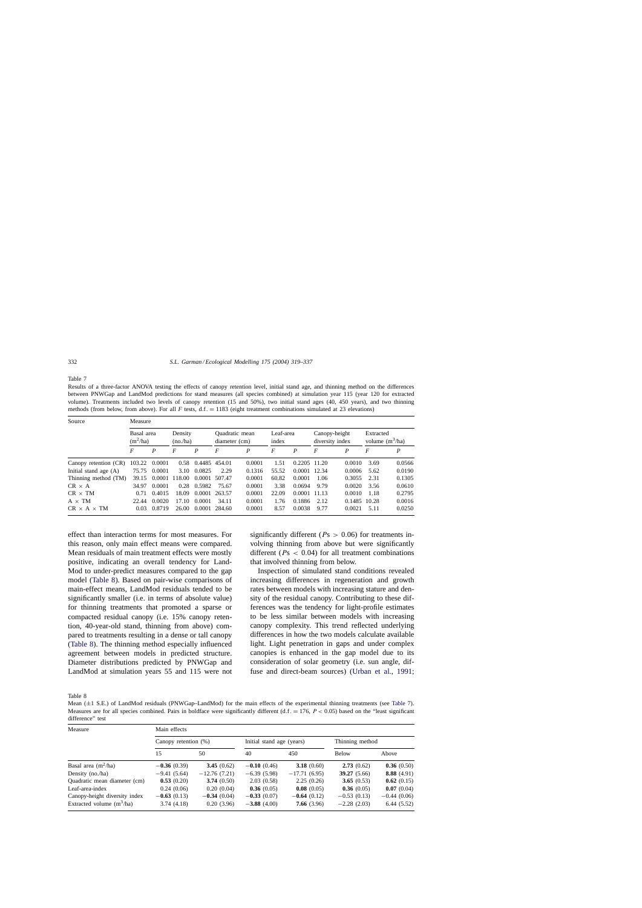Table 7

Results of a three-factor ANOVA testing the effects of canopy retention level, initial stand age, and thinning method on the differences between PNWGap and LandMod predictions for stand measures (all species combined) at simulation year 115 (year 120 for extracted volume). Treatments included two levels of canopy retention (15 and 50%), two initial stand ages (40, 450 years), and two thinning methods (from below, from above). For all $F$ tests, d.f. = 1183 (eight treatment combinations simulated at 23 elevations)

| Source | Measure | | | | | | | | | | | |
|---|---|---|---|---|---|---|---|---|---|---|---|---|
| | Basal area ($m^2$/ha) | | Density (no./ha) | | Quadratic mean diameter (cm) | | Leaf-area index | | Canopy-height diversity index | | Extracted volume ($m^3$/ha) | |
| | $F$ | $P$ | $F$ | $P$ | $F$ | $P$ | $F$ | $P$ | $F$ | $P$ | $F$ | $P$ |
| Canopy retention (CR) | 103.22 | 0.0001 | 0.58 | 0.4485 | 454.01 | 0.0001 | 1.51 | 0.2205 | 11.20 | 0.0010 | 3.69 | 0.0566 |
| Initial stand age (A) | 75.75 | 0.0001 | 3.10 | 0.0825 | 2.29 | 0.1316 | 55.52 | 0.0001 | 12.34 | 0.0006 | 5.62 | 0.0190 |
| Thinning method (TM) | 39.15 | 0.0001 | 118.00 | 0.0001 | 507.47 | 0.0001 | 60.82 | 0.0001 | 1.06 | 0.3055 | 2.31 | 0.1305 |
| CR × A | 34.97 | 0.0001 | 0.28 | 0.5982 | 75.67 | 0.0001 | 3.38 | 0.0694 | 9.79 | 0.0020 | 3.56 | 0.0610 |
| CR × TM | 0.71 | 0.4015 | 18.09 | 0.0001 | 263.57 | 0.0001 | 22.09 | 0.0001 | 11.13 | 0.0010 | 1.18 | 0.2795 |
| A × TM | 22.44 | 0.0020 | 17.10 | 0.0001 | 34.11 | 0.0001 | 1.76 | 0.1886 | 2.12 | 0.1485 | 10.28 | 0.0016 |
| CR × A × TM | 0.03 | 0.8719 | 26.00 | 0.0001 | 284.60 | 0.0001 | 8.57 | 0.0038 | 9.77 | 0.0021 | 5.11 | 0.0250 |

effect than interaction terms for most measures. For this reason, only main effect means were compared. Mean residuals of main treatment effects were mostly positive, indicating an overall tendency for LandMod to under-predict measures compared to the gap model (Table 8). Based on pair-wise comparisons of main-effect means, LandMod residuals tended to be significantly smaller (i.e. in terms of absolute value) for thinning treatments that promoted a sparse or compacted residual canopy (i.e. 15% canopy retention, 40-year-old stand, thinning from above) compared to treatments resulting in a dense or tall canopy (Table 8). The thinning method especially influenced agreement between models in predicted structure. Diameter distributions predicted by PNWGap and LandMod at simulation years 55 and 115 were not significantly different ($Ps > 0.06$) for treatments involving thinning from above but were significantly different ($Ps < 0.04$) for all treatment combinations that involved thinning from below.

Inspection of simulated stand conditions revealed increasing differences in regeneration and growth rates between models with increasing stature and density of the residual canopy. Contributing to these differences was the tendency for light-profile estimates to be less similar between models with increasing canopy complexity. This trend reflected underlying differences in how the two models calculate available light. Light penetration in gaps and under complex canopies is enhanced in the gap model due to its consideration of solar geometry (i.e. sun angle, diffuse and direct-beam sources) (Urban et al., 1991;

Table 8

Mean (±1 S.E.) of LandMod residuals (PNWGap–LandMod) for the main effects of the experimental thinning treatments (see Table 7). Measures are for all species combined. Pairs in boldface were significantly different (d.f. = 176, $P < 0.05$) based on the "least significant difference" test

| Measure | Main effects | | | | | |
|---|---|---|---|---|---|---|
| | Canopy retention (%) | | Initial stand age (years) | | Thinning method | |
| | 15 | 50 | 40 | 450 | Below | Above |
| Basal area ($m^2$/ha) | **−0.36** (0.39) | **3.45** (0.62) | **−0.10** (0.46) | **3.18** (0.60) | **2.73** (0.62) | **0.36** (0.50) |
| Density (no./ha) | −9.41 (5.64) | −12.76 (7.21) | −6.39 (5.98) | −17.71 (6.95) | **39.27** (5.66) | **8.88** (4.91) |
| Quadratic mean diameter (cm) | **0.53** (0.20) | **3.74** (0.50) | 2.03 (0.58) | 2.25 (0.26) | **3.65** (0.53) | **0.62** (0.15) |
| Leaf-area-index | 0.24 (0.06) | 0.20 (0.04) | **0.36** (0.05) | **0.08** (0.05) | **0.36** (0.05) | **0.07** (0.04) |
| Canopy-height diversity index | **−0.63** (0.13) | **−0.34** (0.04) | −0.33 (0.07) | **−0.64** (0.12) | −0.53 (0.13) | −0.44 (0.06) |
| Extracted volume ($m^3$/ha) | 3.74 (4.18) | 0.20 (3.96) | **−3.88** (4.00) | **7.66** (3.96) | −2.28 (2.03) | 6.44 (5.52) |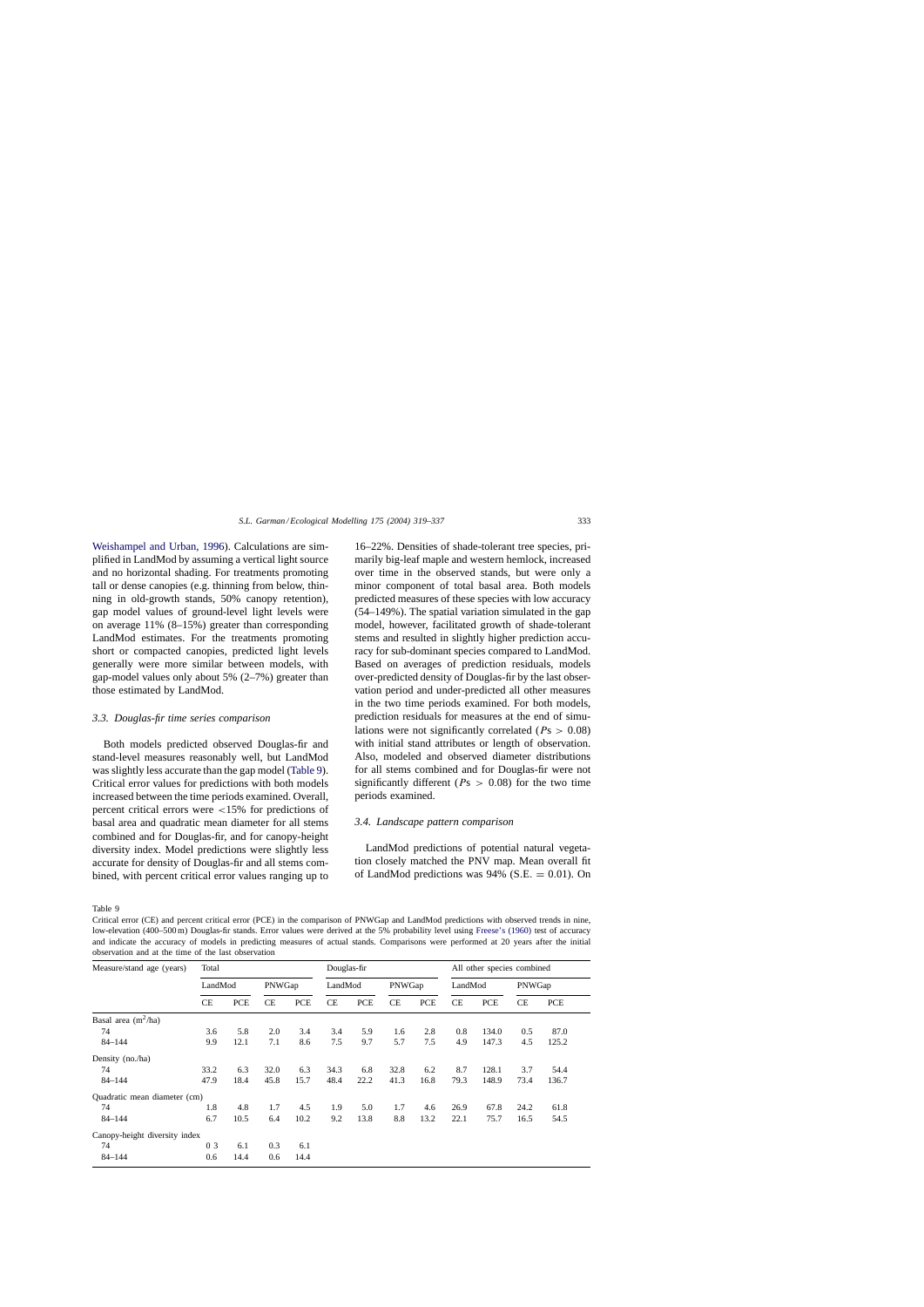Weishampel and Urban, 1996). Calculations are simplified in LandMod by assuming a vertical light source and no horizontal shading. For treatments promoting tall or dense canopies (e.g. thinning from below, thinning in old-growth stands, 50% canopy retention), gap model values of ground-level light levels were on average 11% (8–15%) greater than corresponding LandMod estimates. For the treatments promoting short or compacted canopies, predicted light levels generally were more similar between models, with gap-model values only about 5% (2–7%) greater than those estimated by LandMod.

### 3.3. Douglas-fir time series comparison

Both models predicted observed Douglas-fir and stand-level measures reasonably well, but LandMod was slightly less accurate than the gap model (Table 9). Critical error values for predictions with both models increased between the time periods examined. Overall, percent critical errors were <15% for predictions of basal area and quadratic mean diameter for all stems combined and for Douglas-fir, and for canopy-height diversity index. Model predictions were slightly less accurate for density of Douglas-fir and all stems combined, with percent critical error values ranging up to 16–22%. Densities of shade-tolerant tree species, primarily big-leaf maple and western hemlock, increased over time in the observed stands, but were only a minor component of total basal area. Both models predicted measures of these species with low accuracy (54–149%). The spatial variation simulated in the gap model, however, facilitated growth of shade-tolerant stems and resulted in slightly higher prediction accuracy for sub-dominant species compared to LandMod. Based on averages of prediction residuals, models over-predicted density of Douglas-fir by the last observation period and under-predicted all other measures in the two time periods examined. For both models, prediction residuals for measures at the end of simulations were not significantly correlated ($Ps > 0.08$) with initial stand attributes or length of observation. Also, modeled and observed diameter distributions for all stems combined and for Douglas-fir were not significantly different ($Ps > 0.08$) for the two time periods examined.

### 3.4. Landscape pattern comparison

LandMod predictions of potential natural vegetation closely matched the PNV map. Mean overall fit of LandMod predictions was 94% (S.E. = 0.01). On

Table 9

Critical error (CE) and percent critical error (PCE) in the comparison of PNWGap and LandMod predictions with observed trends in nine, low-elevation (400–500 m) Douglas-fir stands. Error values were derived at the 5% probability level using Freese's (1960) test of accuracy and indicate the accuracy of models in predicting measures of actual stands. Comparisons were performed at 20 years after the initial observation and at the time of the last observation

| Measure/stand age (years) | Total | | | | Douglas-fir | | | | All other species combined | | | |
|---|---|---|---|---|---|---|---|---|---|---|---|---|
| | LandMod | | PNWGap | | LandMod | | PNWGap | | LandMod | | PNWGap | |
| | CE | PCE | CE | PCE | CE | PCE | CE | PCE | CE | PCE | CE | PCE |
| Basal area (m$^2$/ha) | | | | | | | | | | | | |
| 74 | 3.6 | 5.8 | 2.0 | 3.4 | 3.4 | 5.9 | 1.6 | 2.8 | 0.8 | 134.0 | 0.5 | 87.0 |
| 84–144 | 9.9 | 12.1 | 7.1 | 8.6 | 7.5 | 9.7 | 5.7 | 7.5 | 4.9 | 147.3 | 4.5 | 125.2 |
| Density (no./ha) | | | | | | | | | | | | |
| 74 | 33.2 | 6.3 | 32.0 | 6.3 | 34.3 | 6.8 | 32.8 | 6.2 | 8.7 | 128.1 | 3.7 | 54.4 |
| 84–144 | 47.9 | 18.4 | 45.8 | 15.7 | 48.4 | 22.2 | 41.3 | 16.8 | 79.3 | 148.9 | 73.4 | 136.7 |
| Quadratic mean diameter (cm) | | | | | | | | | | | | |
| 74 | 1.8 | 4.8 | 1.7 | 4.5 | 1.9 | 5.0 | 1.7 | 4.6 | 26.9 | 67.8 | 24.2 | 61.8 |
| 84–144 | 6.7 | 10.5 | 6.4 | 10.2 | 9.2 | 13.8 | 8.8 | 13.2 | 22.1 | 75.7 | 16.5 | 54.5 |
| Canopy-height diversity index | | | | | | | | | | | | |
| 74 | 0 3 | 6.1 | 0.3 | 6.1 | | | | | | | | |
| 84–144 | 0.6 | 14.4 | 0.6 | 14.4 | | | | | | | | |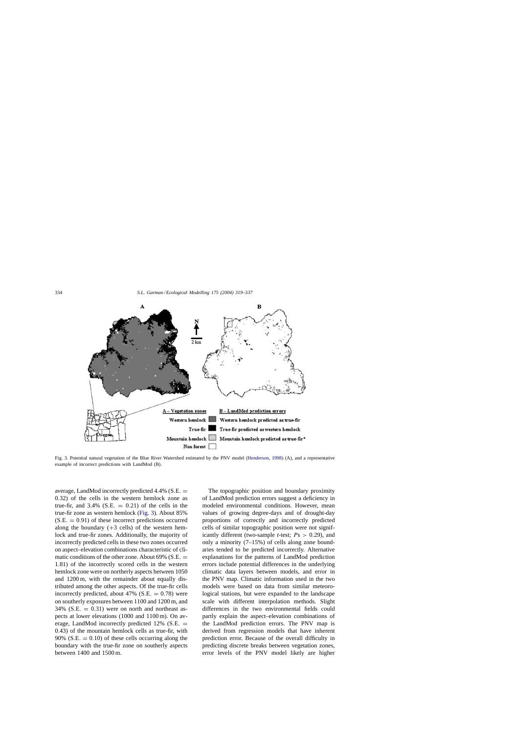Fig. 3. Potential natural vegetation of the Blue River Watershed estimated by the PNV model (Henderson, 1998) (A), and a representative example of incorrect predictions with LandMod (B).

average, LandMod incorrectly predicted 4.4% (S.E. = 0.32) of the cells in the western hemlock zone as true-fir, and 3.4% (S.E. = 0.21) of the cells in the true-fir zone as western hemlock (Fig. 3). About 85% (S.E. = 0.91) of these incorrect predictions occurred along the boundary (+3 cells) of the western hemlock and true-fir zones. Additionally, the majority of incorrectly predicted cells in these two zones occurred on aspect–elevation combinations characteristic of climatic conditions of the other zone. About 69% (S.E. = 1.81) of the incorrectly scored cells in the western hemlock zone were on northerly aspects between 1050 and 1200 m, with the remainder about equally distributed among the other aspects. Of the true-fir cells incorrectly predicted, about 47% (S.E. = 0.78) were on southerly exposures between 1100 and 1200 m, and 34% (S.E. = 0.31) were on north and northeast aspects at lower elevations (1000 and 1100 m). On average, LandMod incorrectly predicted 12% (S.E. = 0.43) of the mountain hemlock cells as true-fir, with 90% (S.E. = 0.10) of these cells occurring along the boundary with the true-fir zone on southerly aspects between 1400 and 1500 m.

The topographic position and boundary proximity of LandMod prediction errors suggest a deficiency in modeled environmental conditions. However, mean values of growing degree-days and of drought-day proportions of correctly and incorrectly predicted cells of similar topographic position were not significantly different (two-sample *t*-test; $P\text{s} > 0.29$), and only a minority (7–15%) of cells along zone boundaries tended to be predicted incorrectly. Alternative explanations for the patterns of LandMod prediction errors include potential differences in the underlying climatic data layers between models, and error in the PNV map. Climatic information used in the two models were based on data from similar meteorological stations, but were expanded to the landscape scale with different interpolation methods. Slight differences in the two environmental fields could partly explain the aspect–elevation combinations of the LandMod prediction errors. The PNV map is derived from regression models that have inherent prediction error. Because of the overall difficulty in predicting discrete breaks between vegetation zones, error levels of the PNV model likely are higher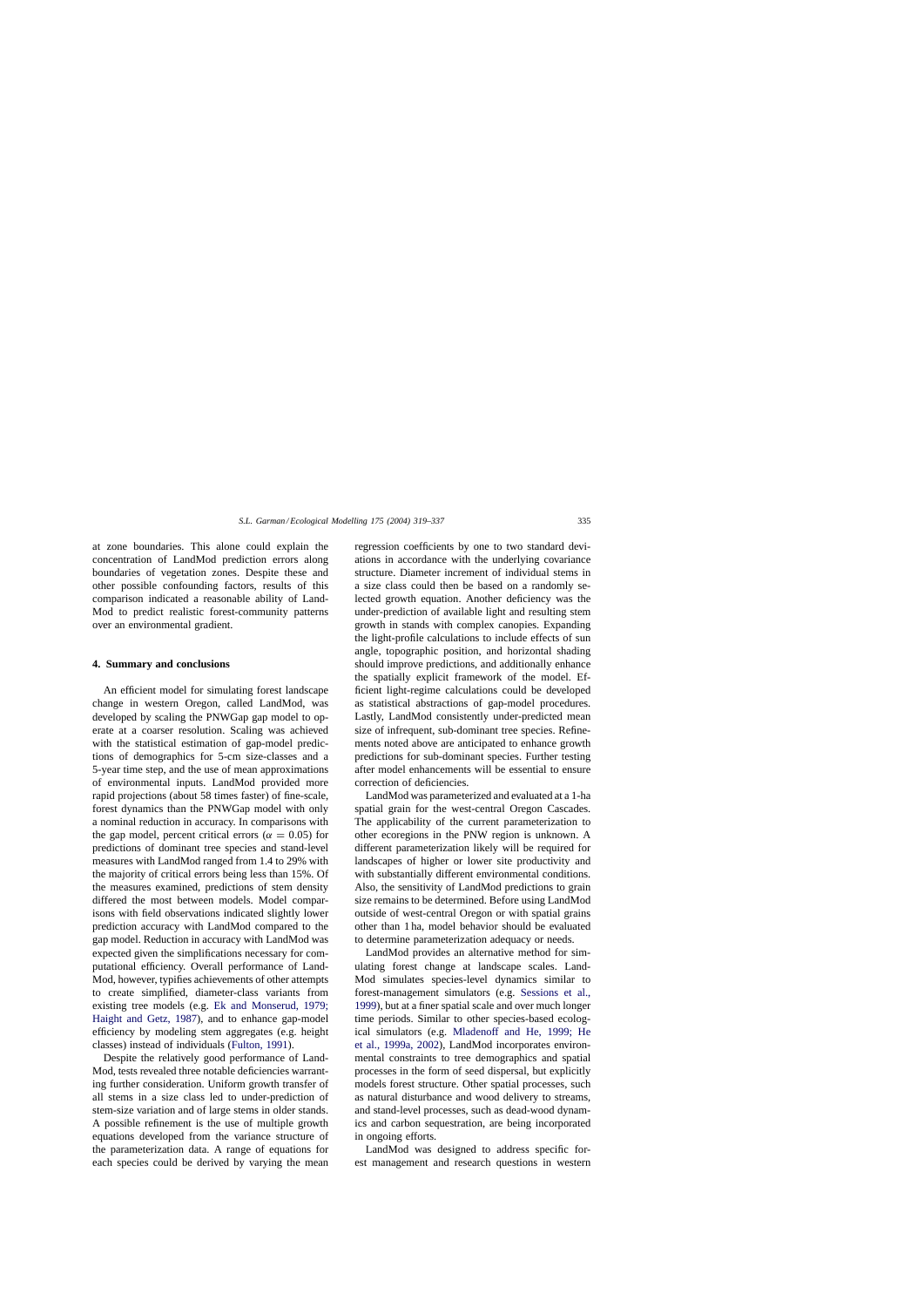at zone boundaries. This alone could explain the concentration of LandMod prediction errors along boundaries of vegetation zones. Despite these and other possible confounding factors, results of this comparison indicated a reasonable ability of LandMod to predict realistic forest-community patterns over an environmental gradient.

## 4. Summary and conclusions

An efficient model for simulating forest landscape change in western Oregon, called LandMod, was developed by scaling the PNWGap gap model to operate at a coarser resolution. Scaling was achieved with the statistical estimation of gap-model predictions of demographics for 5-cm size-classes and a 5-year time step, and the use of mean approximations of environmental inputs. LandMod provided more rapid projections (about 58 times faster) of fine-scale, forest dynamics than the PNWGap model with only a nominal reduction in accuracy. In comparisons with the gap model, percent critical errors ($\alpha = 0.05$) for predictions of dominant tree species and stand-level measures with LandMod ranged from 1.4 to 29% with the majority of critical errors being less than 15%. Of the measures examined, predictions of stem density differed the most between models. Model comparisons with field observations indicated slightly lower prediction accuracy with LandMod compared to the gap model. Reduction in accuracy with LandMod was expected given the simplifications necessary for computational efficiency. Overall performance of LandMod, however, typifies achievements of other attempts to create simplified, diameter-class variants from existing tree models (e.g. Ek and Monserud, 1979; Haight and Getz, 1987), and to enhance gap-model efficiency by modeling stem aggregates (e.g. height classes) instead of individuals (Fulton, 1991).

Despite the relatively good performance of LandMod, tests revealed three notable deficiencies warranting further consideration. Uniform growth transfer of all stems in a size class led to under-prediction of stem-size variation and of large stems in older stands. A possible refinement is the use of multiple growth equations developed from the variance structure of the parameterization data. A range of equations for each species could be derived by varying the mean regression coefficients by one to two standard deviations in accordance with the underlying covariance structure. Diameter increment of individual stems in a size class could then be based on a randomly selected growth equation. Another deficiency was the under-prediction of available light and resulting stem growth in stands with complex canopies. Expanding the light-profile calculations to include effects of sun angle, topographic position, and horizontal shading should improve predictions, and additionally enhance the spatially explicit framework of the model. Efficient light-regime calculations could be developed as statistical abstractions of gap-model procedures. Lastly, LandMod consistently under-predicted mean size of infrequent, sub-dominant tree species. Refinements noted above are anticipated to enhance growth predictions for sub-dominant species. Further testing after model enhancements will be essential to ensure correction of deficiencies.

LandMod was parameterized and evaluated at a 1-ha spatial grain for the west-central Oregon Cascades. The applicability of the current parameterization to other ecoregions in the PNW region is unknown. A different parameterization likely will be required for landscapes of higher or lower site productivity and with substantially different environmental conditions. Also, the sensitivity of LandMod predictions to grain size remains to be determined. Before using LandMod outside of west-central Oregon or with spatial grains other than 1 ha, model behavior should be evaluated to determine parameterization adequacy or needs.

LandMod provides an alternative method for simulating forest change at landscape scales. LandMod simulates species-level dynamics similar to forest-management simulators (e.g. Sessions et al., 1999), but at a finer spatial scale and over much longer time periods. Similar to other species-based ecological simulators (e.g. Mladenoff and He, 1999; He et al., 1999a, 2002), LandMod incorporates environmental constraints to tree demographics and spatial processes in the form of seed dispersal, but explicitly models forest structure. Other spatial processes, such as natural disturbance and wood delivery to streams, and stand-level processes, such as dead-wood dynamics and carbon sequestration, are being incorporated in ongoing efforts.

LandMod was designed to address specific forest management and research questions in western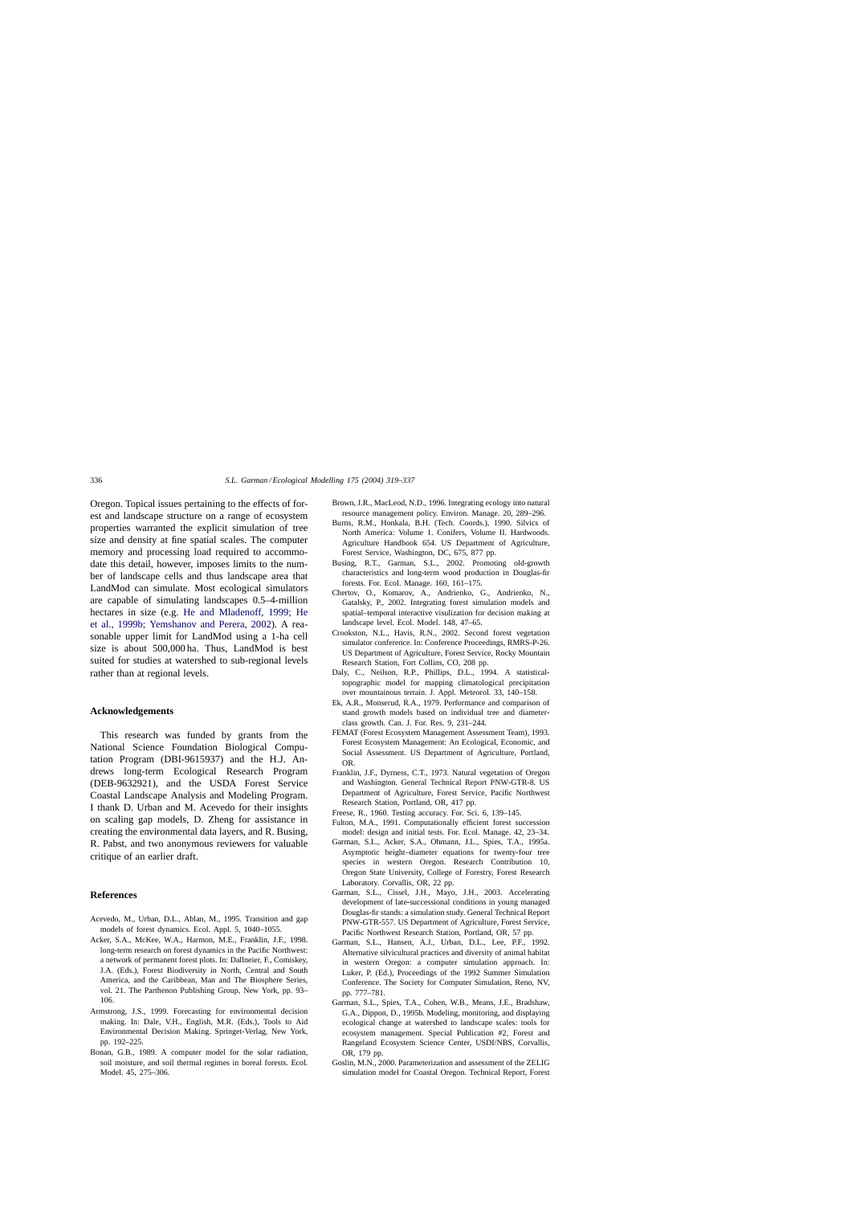Oregon. Topical issues pertaining to the effects of forest and landscape structure on a range of ecosystem properties warranted the explicit simulation of tree size and density at fine spatial scales. The computer memory and processing load required to accommodate this detail, however, imposes limits to the number of landscape cells and thus landscape area that LandMod can simulate. Most ecological simulators are capable of simulating landscapes 0.5–4-million hectares in size (e.g. He and Mladenoff, 1999; He et al., 1999b; Yemshanov and Perera, 2002). A reasonable upper limit for LandMod using a 1-ha cell size is about 500,000 ha. Thus, LandMod is best suited for studies at watershed to sub-regional levels rather than at regional levels.

## Acknowledgements

This research was funded by grants from the National Science Foundation Biological Computation Program (DBI-9615937) and the H.J. Andrews long-term Ecological Research Program (DEB-9632921), and the USDA Forest Service Coastal Landscape Analysis and Modeling Program. I thank D. Urban and M. Acevedo for their insights on scaling gap models, D. Zheng for assistance in creating the environmental data layers, and R. Busing, R. Pabst, and two anonymous reviewers for valuable critique of an earlier draft.

## References

Acevedo, M., Urban, D.L., Ablan, M., 1995. Transition and gap models of forest dynamics. Ecol. Appl. 5, 1040–1055.

Acker, S.A., McKee, W.A., Harmon, M.E., Franklin, J.F., 1998. long-term research on forest dynamics in the Pacific Northwest: a network of permanent forest plots. In: Dallneier, F., Comiskey, J.A. (Eds.), Forest Biodiversity in North, Central and South America, and the Caribbean, Man and The Biosphere Series, vol. 21. The Parthenon Publishing Group, New York, pp. 93–106.

Armstrong, J.S., 1999. Forecasting for environmental decision making. In: Dale, V.H., English, M.R. (Eds.), Tools to Aid Environmental Decision Making. Springet-Verlag, New York, pp. 192–225.

Bonan, G.B., 1989. A computer model for the solar radiation, soil moisture, and soil thermal regimes in boreal forests. Ecol. Model. 45, 275–306.

Brown, J.R., MacLeod, N.D., 1996. Integrating ecology into natural resource management policy. Environ. Manage. 20, 289–296.

Burns, R.M., Honkala, B.H. (Tech. Coords.), 1990. Silvics of North America: Volume 1. Conifers, Volume II. Hardwoods. Agriculture Handbook 654. US Department of Agriculture, Forest Service, Washington, DC, 675, 877 pp.

Busing, R.T., Garman, S.L., 2002. Promoting old-growth characteristics and long-term wood production in Douglas-fir forests. For. Ecol. Manage. 160, 161–175.

Chertov, O., Komarov, A., Andrienko, G., Andrienko, N., Gatalsky, P., 2002. Integrating forest simulation models and spatial–temporal interactive visulization for decision making at landscape level. Ecol. Model. 148, 47–65.

Crookston, N.L., Havis, R.N., 2002. Second forest vegetation simulator conference. In: Conference Proceedings, RMRS-P-26. US Department of Agriculture, Forest Service, Rocky Mountain Research Station, Fort Collins, CO, 208 pp.

Daly, C., Neilson, R.P., Phillips, D.L., 1994. A statistical-topographic model for mapping climatological precipitation over mountainous terrain. J. Appl. Meteorol. 33, 140–158.

Ek, A.R., Monserud, R.A., 1979. Performance and comparison of stand growth models based on individual tree and diameter-class growth. Can. J. For. Res. 9, 231–244.

FEMAT (Forest Ecosystem Management Assessment Team), 1993. Forest Ecosystem Management: An Ecological, Economic, and Social Assessment. US Department of Agriculture, Portland, OR.

Franklin, J.F., Dyrness, C.T., 1973. Natural vegetation of Oregon and Washington. General Technical Report PNW-GTR-8. US Department of Agriculture, Forest Service, Pacific Northwest Research Station, Portland, OR, 417 pp.

Freese, R., 1960. Testing accuracy. For. Sci. 6, 139–145.

Fulton, M.A., 1991. Computationally efficient forest succession model: design and initial tests. For. Ecol. Manage. 42, 23–34.

Garman, S.L., Acker, S.A., Ohmann, J.L., Spies, T.A., 1995a. Asymptotic height–diameter equations for twenty-four tree species in western Oregon. Research Contribution 10, Oregon State University, College of Forestry, Forest Research Laboratory. Corvallis, OR, 22 pp.

Garman, S.L., Cissel, J.H., Mayo, J.H., 2003. Accelerating development of late-successional conditions in young managed Douglas-fir stands: a simulation study. General Technical Report PNW-GTR-557. US Department of Agriculture, Forest Service, Pacific Northwest Research Station, Portland, OR, 57 pp.

Garman, S.L., Hansen, A.J., Urban, D.L., Lee, P.F., 1992. Alternative silvicultural practices and diversity of animal habitat in western Oregon: a computer simulation approach. In: Luker, P. (Ed.), Proceedings of the 1992 Summer Simulation Conference. The Society for Computer Simulation, Reno, NV, pp. 777–781.

Garman, S.L., Spies, T.A., Cohen, W.B., Means, J.E., Bradshaw, G.A., Dippon, D., 1995b. Modeling, monitoring, and displaying ecological change at watershed to landscape scales: tools for ecosystem management. Special Publication #2, Forest and Rangeland Ecosystem Science Center, USDI/NBS, Corvallis, OR, 179 pp.

Goslin, M.N., 2000. Parameterization and assessment of the ZELIG simulation model for Coastal Oregon. Technical Report, Forest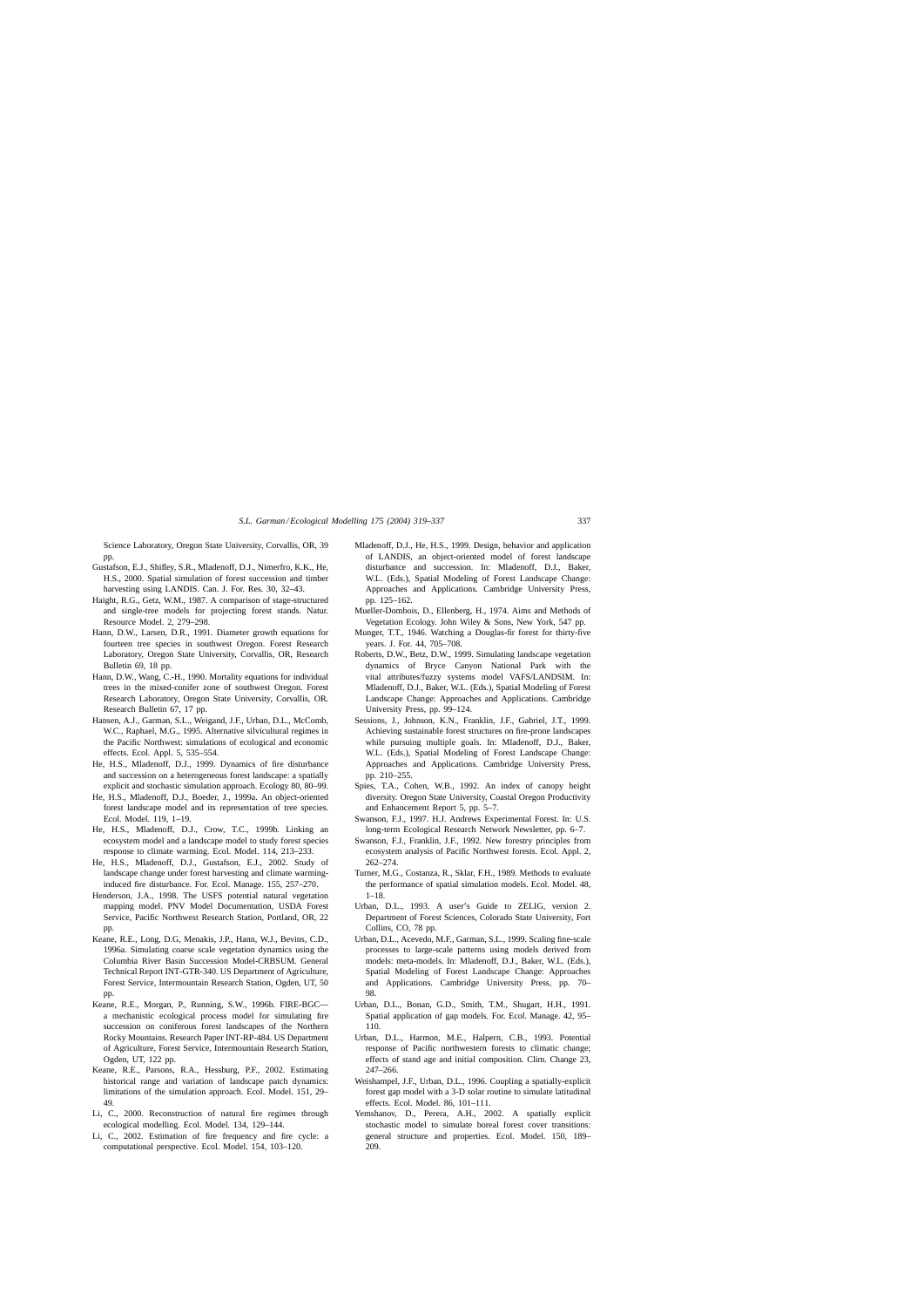Science Laboratory, Oregon State University, Corvallis, OR, 39 pp.

Gustafson, E.J., Shifley, S.R., Mladenoff, D.J., Nimerfro, K.K., He, H.S., 2000. Spatial simulation of forest succession and timber harvesting using LANDIS. Can. J. For. Res. 30, 32–43.

Haight, R.G., Getz, W.M., 1987. A comparison of stage-structured and single-tree models for projecting forest stands. Natur. Resource Model. 2, 279–298.

Hann, D.W., Larsen, D.R., 1991. Diameter growth equations for fourteen tree species in southwest Oregon. Forest Research Laboratory, Oregon State University, Corvallis, OR, Research Bulletin 69, 18 pp.

Hann, D.W., Wang, C.-H., 1990. Mortality equations for individual trees in the mixed-conifer zone of southwest Oregon. Forest Research Laboratory, Oregon State University, Corvallis, OR. Research Bulletin 67, 17 pp.

Hansen, A.J., Garman, S.L., Weigand, J.F., Urban, D.L., McComb, W.C., Raphael, M.G., 1995. Alternative silvicultural regimes in the Pacific Northwest: simulations of ecological and economic effects. Ecol. Appl. 5, 535–554.

He, H.S., Mladenoff, D.J., 1999. Dynamics of fire disturbance and succession on a heterogeneous forest landscape: a spatially explicit and stochastic simulation approach. Ecology 80, 80–99.

He, H.S., Mladenoff, D.J., Boeder, J., 1999a. An object-oriented forest landscape model and its representation of tree species. Ecol. Model. 119, 1–19.

He, H.S., Mladenoff, D.J., Crow, T.C., 1999b. Linking an ecosystem model and a landscape model to study forest species response to climate warming. Ecol. Model. 114, 213–233.

He, H.S., Mladenoff, D.J., Gustafson, E.J., 2002. Study of landscape change under forest harvesting and climate warming-induced fire disturbance. For. Ecol. Manage. 155, 257–270.

Henderson, J.A., 1998. The USFS potential natural vegetation mapping model. PNV Model Documentation, USDA Forest Service, Pacific Northwest Research Station, Portland, OR, 22 pp.

Keane, R.E., Long, D.G, Menakis, J.P., Hann, W.J., Bevins, C.D., 1996a. Simulating coarse scale vegetation dynamics using the Columbia River Basin Succession Model-CRBSUM. General Technical Report INT-GTR-340. US Department of Agriculture, Forest Service, Intermountain Research Station, Ogden, UT, 50 pp.

Keane, R.E., Morgan, P., Running, S.W., 1996b. FIRE-BGC—a mechanistic ecological process model for simulating fire succession on coniferous forest landscapes of the Northern Rocky Mountains. Research Paper INT-RP-484. US Department of Agriculture, Forest Service, Intermountain Research Station, Ogden, UT, 122 pp.

Keane, R.E., Parsons, R.A., Hessburg, P.F., 2002. Estimating historical range and variation of landscape patch dynamics: limitations of the simulation approach. Ecol. Model. 151, 29–49.

Li, C., 2000. Reconstruction of natural fire regimes through ecological modelling. Ecol. Model. 134, 129–144.

Li, C., 2002. Estimation of fire frequency and fire cycle: a computational perspective. Ecol. Model. 154, 103–120.

Mladenoff, D.J., He, H.S., 1999. Design, behavior and application of LANDIS, an object-oriented model of forest landscape disturbance and succession. In: Mladenoff, D.J., Baker, W.L. (Eds.), Spatial Modeling of Forest Landscape Change: Approaches and Applications. Cambridge University Press, pp. 125–162.

Mueller-Dombois, D., Ellenberg, H., 1974. Aims and Methods of Vegetation Ecology. John Wiley & Sons, New York, 547 pp.

Munger, T.T., 1946. Watching a Douglas-fir forest for thirty-five years. J. For. 44, 705–708.

Roberts, D.W., Betz, D.W., 1999. Simulating landscape vegetation dynamics of Bryce Canyon National Park with the vital attributes/fuzzy systems model VAFS/LANDSIM. In: Mladenoff, D.J., Baker, W.L. (Eds.), Spatial Modeling of Forest Landscape Change: Approaches and Applications. Cambridge University Press, pp. 99–124.

Sessions, J., Johnson, K.N., Franklin, J.F., Gabriel, J.T., 1999. Achieving sustainable forest structures on fire-prone landscapes while pursuing multiple goals. In: Mladenoff, D.J., Baker, W.L. (Eds.), Spatial Modeling of Forest Landscape Change: Approaches and Applications. Cambridge University Press, pp. 210–255.

Spies, T.A., Cohen, W.B., 1992. An index of canopy height diversity. Oregon State University, Coastal Oregon Productivity and Enhancement Report 5, pp. 5–7.

Swanson, F.J., 1997. H.J. Andrews Experimental Forest. In: U.S. long-term Ecological Research Network Newsletter, pp. 6–7.

Swanson, F.J., Franklin, J.F., 1992. New forestry principles from ecosystem analysis of Pacific Northwest forests. Ecol. Appl. 2, 262–274.

Turner, M.G., Costanza, R., Sklar, F.H., 1989. Methods to evaluate the performance of spatial simulation models. Ecol. Model. 48, 1–18.

Urban, D.L., 1993. A user's Guide to ZELIG, version 2. Department of Forest Sciences, Colorado State University, Fort Collins, CO, 78 pp.

Urban, D.L., Acevedo, M.F., Garman, S.L., 1999. Scaling fine-scale processes to large-scale patterns using models derived from models: meta-models. In: Mladenoff, D.J., Baker, W.L. (Eds.), Spatial Modeling of Forest Landscape Change: Approaches and Applications. Cambridge University Press, pp. 70–98.

Urban, D.L., Bonan, G.D., Smith, T.M., Shugart, H.H., 1991. Spatial application of gap models. For. Ecol. Manage. 42, 95–110.

Urban, D.L., Harmon, M.E., Halpern, C.B., 1993. Potential response of Pacific northwestern forests to climatic change; effects of stand age and initial composition. Clim. Change 23, 247–266.

Weishampel, J.F., Urban, D.L., 1996. Coupling a spatially-explicit forest gap model with a 3-D solar routine to simulate latitudinal effects. Ecol. Model. 86, 101–111.

Yemshanov, D., Perera, A.H., 2002. A spatially explicit stochastic model to simulate boreal forest cover transitions: general structure and properties. Ecol. Model. 150, 189–209.